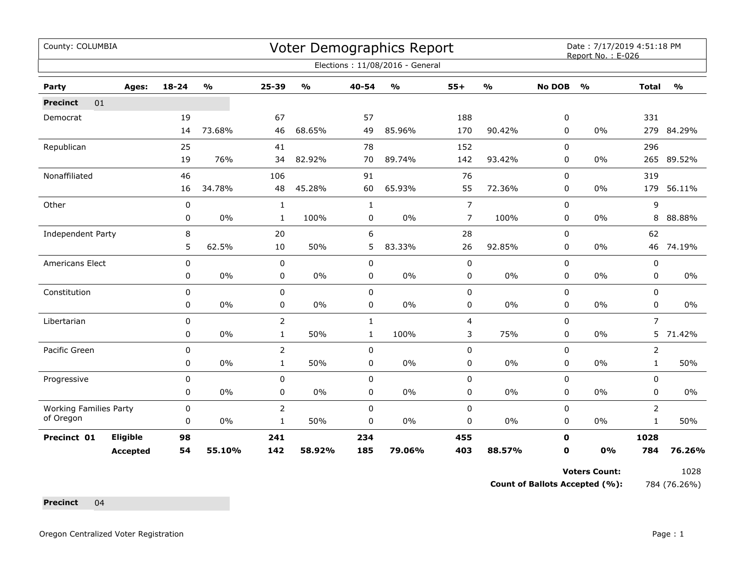County: COLUMBIA

# Voter Demographics Report

Date : 7/17/2019 4:51:18 PM
Report No. : E-026

Elections : 11/08/2016 - General

| Party | Ages: | 18-24 | % | 25-39 | % | 40-54 | % | 55+ | % | No DOB | % | Total | % |
|---|---|---|---|---|---|---|---|---|---|---|---|---|---|
| **Precinct** 01 | | | | | | | | | | | | | |
| Democrat | | 19 | | 67 | | 57 | | 188 | | 0 | | 331 | |
| | | 14 | 73.68% | 46 | 68.65% | 49 | 85.96% | 170 | 90.42% | 0 | 0% | 279 | 84.29% |
| Republican | | 25 | | 41 | | 78 | | 152 | | 0 | | 296 | |
| | | 19 | 76% | 34 | 82.92% | 70 | 89.74% | 142 | 93.42% | 0 | 0% | 265 | 89.52% |
| Nonaffiliated | | 46 | | 106 | | 91 | | 76 | | 0 | | 319 | |
| | | 16 | 34.78% | 48 | 45.28% | 60 | 65.93% | 55 | 72.36% | 0 | 0% | 179 | 56.11% |
| Other | | 0 | | 1 | | 1 | | 7 | | 0 | | 9 | |
| | | 0 | 0% | 1 | 100% | 0 | 0% | 7 | 100% | 0 | 0% | 8 | 88.88% |
| Independent Party | | 8 | | 20 | | 6 | | 28 | | 0 | | 62 | |
| | | 5 | 62.5% | 10 | 50% | 5 | 83.33% | 26 | 92.85% | 0 | 0% | 46 | 74.19% |
| Americans Elect | | 0 | | 0 | | 0 | | 0 | | 0 | | 0 | |
| | | 0 | 0% | 0 | 0% | 0 | 0% | 0 | 0% | 0 | 0% | 0 | 0% |
| Constitution | | 0 | | 0 | | 0 | | 0 | | 0 | | 0 | |
| | | 0 | 0% | 0 | 0% | 0 | 0% | 0 | 0% | 0 | 0% | 0 | 0% |
| Libertarian | | 0 | | 2 | | 1 | | 4 | | 0 | | 7 | |
| | | 0 | 0% | 1 | 50% | 1 | 100% | 3 | 75% | 0 | 0% | 5 | 71.42% |
| Pacific Green | | 0 | | 2 | | 0 | | 0 | | 0 | | 2 | |
| | | 0 | 0% | 1 | 50% | 0 | 0% | 0 | 0% | 0 | 0% | 1 | 50% |
| Progressive | | 0 | | 0 | | 0 | | 0 | | 0 | | 0 | |
| | | 0 | 0% | 0 | 0% | 0 | 0% | 0 | 0% | 0 | 0% | 0 | 0% |
| Working Families Party of Oregon | | 0 | | 2 | | 0 | | 0 | | 0 | | 2 | |
| | | 0 | 0% | 1 | 50% | 0 | 0% | 0 | 0% | 0 | 0% | 1 | 50% |
| **Precinct 01** | **Eligible** | **98** | | **241** | | **234** | | **455** | | **0** | | **1028** | |
| | **Accepted** | **54** | **55.10%** | **142** | **58.92%** | **185** | **79.06%** | **403** | **88.57%** | **0** | **0%** | **784** | **76.26%** |

**Voters Count:** 1028

**Count of Ballots Accepted (%):** 784 (76.26%)

**Precinct** 04

Oregon Centralized Voter Registration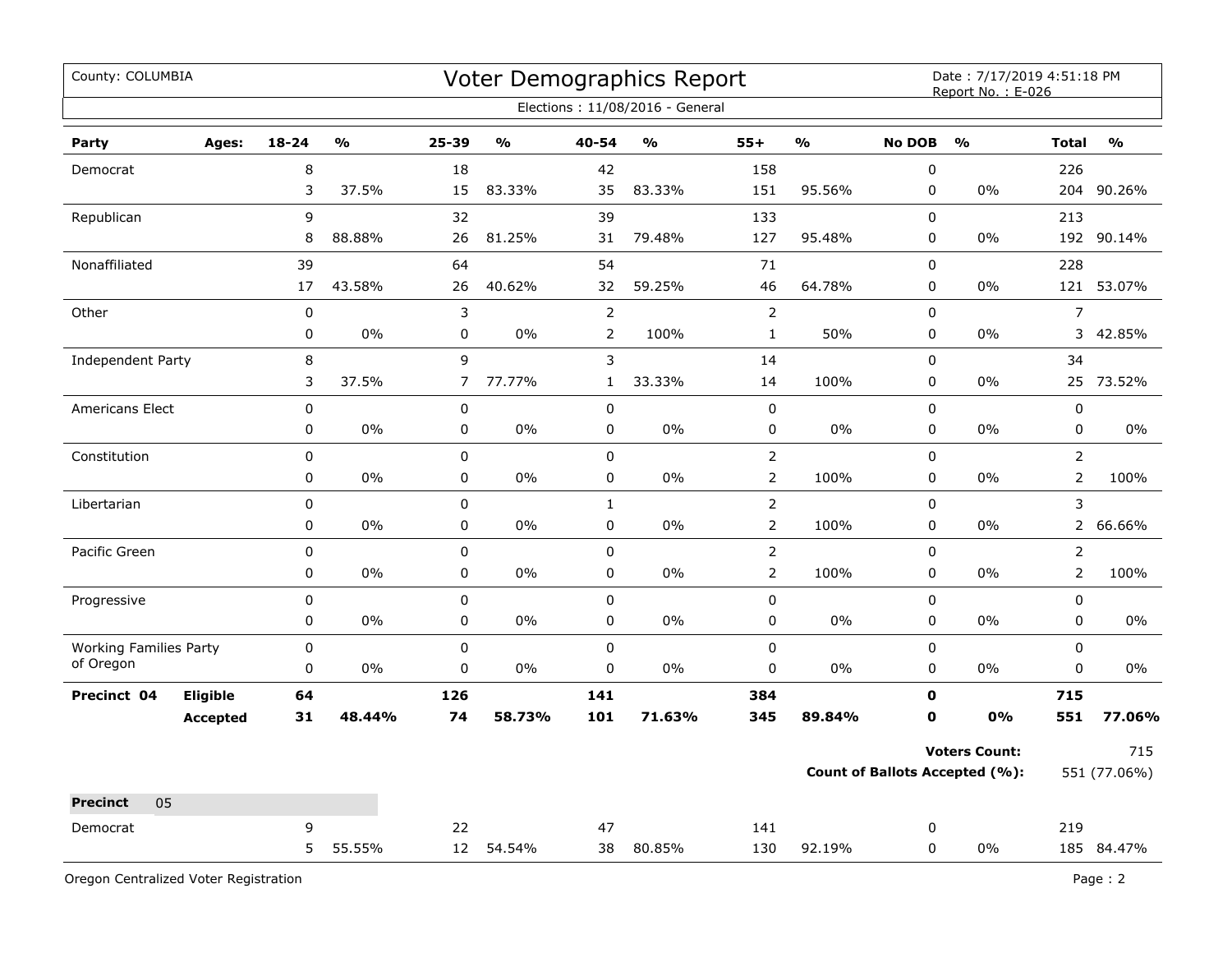County: COLUMBIA

# Voter Demographics Report

Date : 7/17/2019 4:51:18 PM
Report No. : E-026

Elections : 11/08/2016 - General

| Party | Ages: | 18-24 | % | 25-39 | % | 40-54 | % | 55+ | % | No DOB | % | Total | % |
|---|---|---|---|---|---|---|---|---|---|---|---|---|---|
| Democrat | | 8 | | 18 | | 42 | | 158 | | 0 | | 226 | |
| | | 3 | 37.5% | 15 | 83.33% | 35 | 83.33% | 151 | 95.56% | 0 | 0% | 204 | 90.26% |
| Republican | | 9 | | 32 | | 39 | | 133 | | 0 | | 213 | |
| | | 8 | 88.88% | 26 | 81.25% | 31 | 79.48% | 127 | 95.48% | 0 | 0% | 192 | 90.14% |
| Nonaffiliated | | 39 | | 64 | | 54 | | 71 | | 0 | | 228 | |
| | | 17 | 43.58% | 26 | 40.62% | 32 | 59.25% | 46 | 64.78% | 0 | 0% | 121 | 53.07% |
| Other | | 0 | | 3 | | 2 | | 2 | | 0 | | 7 | |
| | | 0 | 0% | 0 | 0% | 2 | 100% | 1 | 50% | 0 | 0% | 3 | 42.85% |
| Independent Party | | 8 | | 9 | | 3 | | 14 | | 0 | | 34 | |
| | | 3 | 37.5% | 7 | 77.77% | 1 | 33.33% | 14 | 100% | 0 | 0% | 25 | 73.52% |
| Americans Elect | | 0 | | 0 | | 0 | | 0 | | 0 | | 0 | |
| | | 0 | 0% | 0 | 0% | 0 | 0% | 0 | 0% | 0 | 0% | 0 | 0% |
| Constitution | | 0 | | 0 | | 0 | | 2 | | 0 | | 2 | |
| | | 0 | 0% | 0 | 0% | 0 | 0% | 2 | 100% | 0 | 0% | 2 | 100% |
| Libertarian | | 0 | | 0 | | 1 | | 2 | | 0 | | 3 | |
| | | 0 | 0% | 0 | 0% | 0 | 0% | 2 | 100% | 0 | 0% | 2 | 66.66% |
| Pacific Green | | 0 | | 0 | | 0 | | 2 | | 0 | | 2 | |
| | | 0 | 0% | 0 | 0% | 0 | 0% | 2 | 100% | 0 | 0% | 2 | 100% |
| Progressive | | 0 | | 0 | | 0 | | 0 | | 0 | | 0 | |
| | | 0 | 0% | 0 | 0% | 0 | 0% | 0 | 0% | 0 | 0% | 0 | 0% |
| Working Families Party of Oregon | | 0 | | 0 | | 0 | | 0 | | 0 | | 0 | |
| | | 0 | 0% | 0 | 0% | 0 | 0% | 0 | 0% | 0 | 0% | 0 | 0% |
| **Precinct 04** | **Eligible** | **64** | | **126** | | **141** | | **384** | | **0** | | **715** | |
| | **Accepted** | **31** | **48.44%** | **74** | **58.73%** | **101** | **71.63%** | **345** | **89.84%** | **0** | **0%** | **551** | **77.06%** |

**Voters Count:** 715

**Count of Ballots Accepted (%):** 551 (77.06%)

**Precinct** 05

| Party | Ages: | 18-24 | % | 25-39 | % | 40-54 | % | 55+ | % | No DOB | % | Total | % |
|---|---|---|---|---|---|---|---|---|---|---|---|---|---|
| Democrat | | 9 | | 22 | | 47 | | 141 | | 0 | | 219 | |
| | | 5 | 55.55% | 12 | 54.54% | 38 | 80.85% | 130 | 92.19% | 0 | 0% | 185 | 84.47% |

Oregon Centralized Voter Registration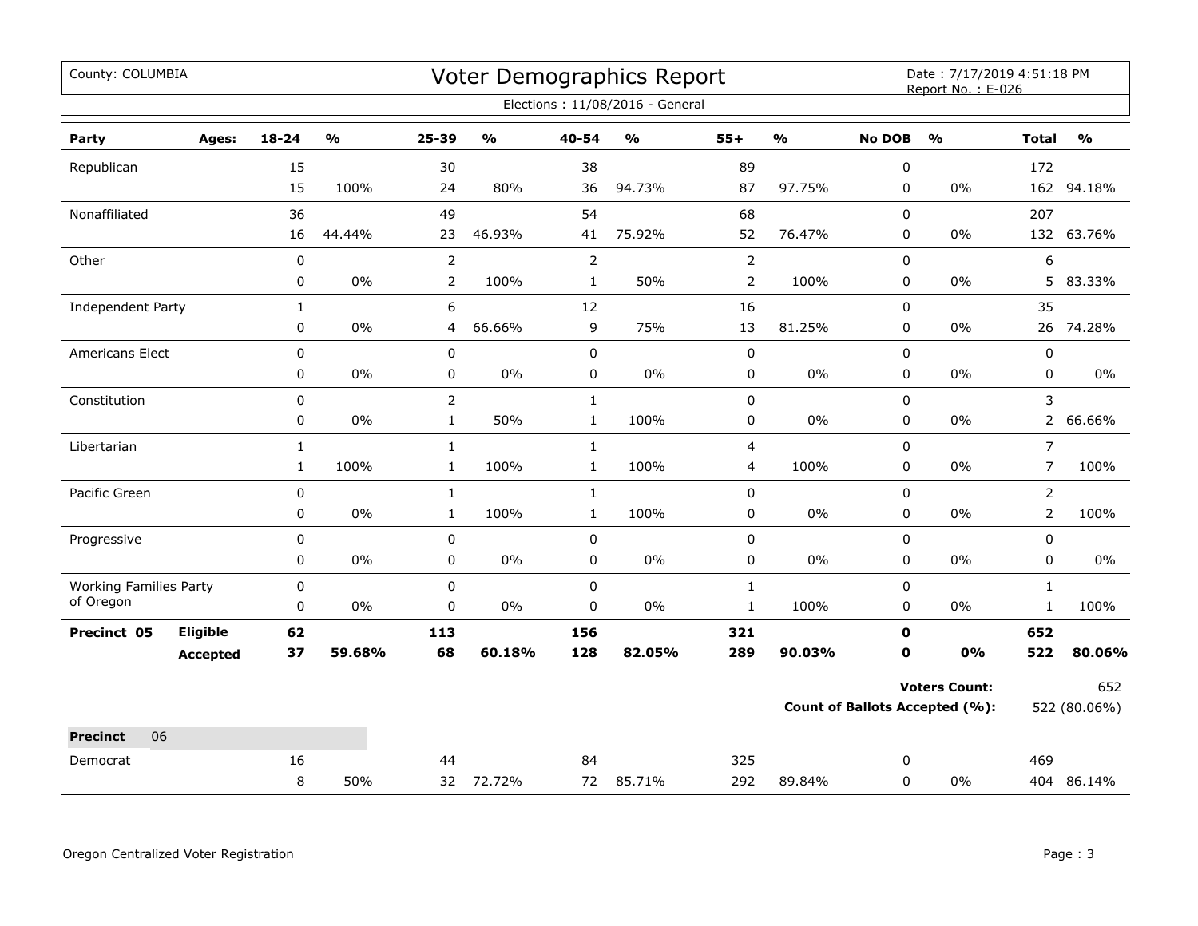County: COLUMBIA

# Voter Demographics Report

Date : 7/17/2019 4:51:18 PM
Report No. : E-026

Elections : 11/08/2016 - General

| Party | Ages: | 18-24 | % | 25-39 | % | 40-54 | % | 55+ | % | No DOB | % | Total | % |
|---|---|---|---|---|---|---|---|---|---|---|---|---|---|
| Republican | | 15 | | 30 | | 38 | | 89 | | 0 | | 172 | |
| | | 15 | 100% | 24 | 80% | 36 | 94.73% | 87 | 97.75% | 0 | 0% | 162 | 94.18% |
| Nonaffiliated | | 36 | | 49 | | 54 | | 68 | | 0 | | 207 | |
| | | 16 | 44.44% | 23 | 46.93% | 41 | 75.92% | 52 | 76.47% | 0 | 0% | 132 | 63.76% |
| Other | | 0 | | 2 | | 2 | | 2 | | 0 | | 6 | |
| | | 0 | 0% | 2 | 100% | 1 | 50% | 2 | 100% | 0 | 0% | 5 | 83.33% |
| Independent Party | | 1 | | 6 | | 12 | | 16 | | 0 | | 35 | |
| | | 0 | 0% | 4 | 66.66% | 9 | 75% | 13 | 81.25% | 0 | 0% | 26 | 74.28% |
| Americans Elect | | 0 | | 0 | | 0 | | 0 | | 0 | | 0 | |
| | | 0 | 0% | 0 | 0% | 0 | 0% | 0 | 0% | 0 | 0% | 0 | 0% |
| Constitution | | 0 | | 2 | | 1 | | 0 | | 0 | | 3 | |
| | | 0 | 0% | 1 | 50% | 1 | 100% | 0 | 0% | 0 | 0% | 2 | 66.66% |
| Libertarian | | 1 | | 1 | | 1 | | 4 | | 0 | | 7 | |
| | | 1 | 100% | 1 | 100% | 1 | 100% | 4 | 100% | 0 | 0% | 7 | 100% |
| Pacific Green | | 0 | | 1 | | 1 | | 0 | | 0 | | 2 | |
| | | 0 | 0% | 1 | 100% | 1 | 100% | 0 | 0% | 0 | 0% | 2 | 100% |
| Progressive | | 0 | | 0 | | 0 | | 0 | | 0 | | 0 | |
| | | 0 | 0% | 0 | 0% | 0 | 0% | 0 | 0% | 0 | 0% | 0 | 0% |
| Working Families Party of Oregon | | 0 | | 0 | | 0 | | 1 | | 0 | | 1 | |
| | | 0 | 0% | 0 | 0% | 0 | 0% | 1 | 100% | 0 | 0% | 1 | 100% |
| **Precinct 05** | **Eligible** | **62** | | **113** | | **156** | | **321** | | **0** | | **652** | |
| | **Accepted** | **37** | **59.68%** | **68** | **60.18%** | **128** | **82.05%** | **289** | **90.03%** | **0** | **0%** | **522** | **80.06%** |

**Voters Count:** 652

**Count of Ballots Accepted (%):** 522 (80.06%)

| **Precinct** 06 | | | | | | | | | | | | | |
|---|---|---|---|---|---|---|---|---|---|---|---|---|---|
| Democrat | | 16 | | 44 | | 84 | | 325 | | 0 | | 469 | |
| | | 8 | 50% | 32 | 72.72% | 72 | 85.71% | 292 | 89.84% | 0 | 0% | 404 | 86.14% |

Oregon Centralized Voter Registration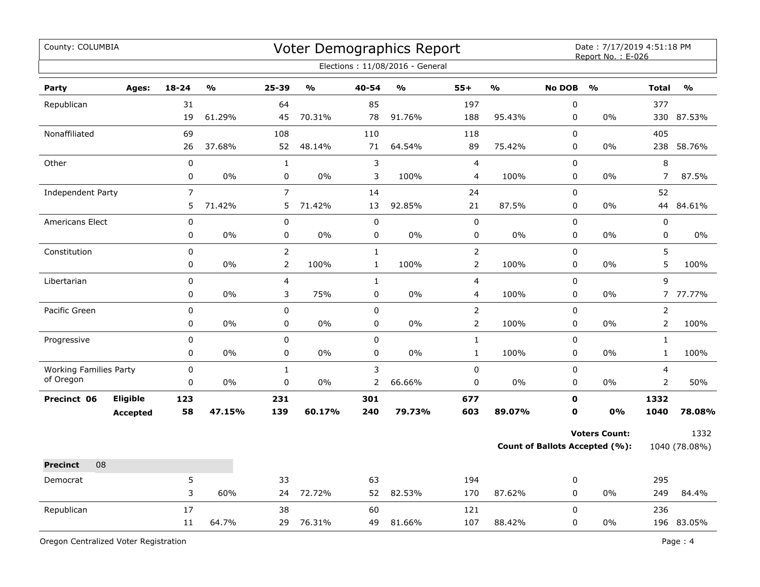County: COLUMBIA

# Voter Demographics Report

Date : 7/17/2019 4:51:18 PM
Report No. : E-026

Elections : 11/08/2016 - General

| Party | Ages: | 18-24 | % | 25-39 | % | 40-54 | % | 55+ | % | No DOB | % | Total | % |
|---|---|---|---|---|---|---|---|---|---|---|---|---|---|
| Republican | | 31 | | 64 | | 85 | | 197 | | 0 | | 377 | |
| | | 19 | 61.29% | 45 | 70.31% | 78 | 91.76% | 188 | 95.43% | 0 | 0% | 330 | 87.53% |
| Nonaffiliated | | 69 | | 108 | | 110 | | 118 | | 0 | | 405 | |
| | | 26 | 37.68% | 52 | 48.14% | 71 | 64.54% | 89 | 75.42% | 0 | 0% | 238 | 58.76% |
| Other | | 0 | | 1 | | 3 | | 4 | | 0 | | 8 | |
| | | 0 | 0% | 0 | 0% | 3 | 100% | 4 | 100% | 0 | 0% | 7 | 87.5% |
| Independent Party | | 7 | | 7 | | 14 | | 24 | | 0 | | 52 | |
| | | 5 | 71.42% | 5 | 71.42% | 13 | 92.85% | 21 | 87.5% | 0 | 0% | 44 | 84.61% |
| Americans Elect | | 0 | | 0 | | 0 | | 0 | | 0 | | 0 | |
| | | 0 | 0% | 0 | 0% | 0 | 0% | 0 | 0% | 0 | 0% | 0 | 0% |
| Constitution | | 0 | | 2 | | 1 | | 2 | | 0 | | 5 | |
| | | 0 | 0% | 2 | 100% | 1 | 100% | 2 | 100% | 0 | 0% | 5 | 100% |
| Libertarian | | 0 | | 4 | | 1 | | 4 | | 0 | | 9 | |
| | | 0 | 0% | 3 | 75% | 0 | 0% | 4 | 100% | 0 | 0% | 7 | 77.77% |
| Pacific Green | | 0 | | 0 | | 0 | | 2 | | 0 | | 2 | |
| | | 0 | 0% | 0 | 0% | 0 | 0% | 2 | 100% | 0 | 0% | 2 | 100% |
| Progressive | | 0 | | 0 | | 0 | | 1 | | 0 | | 1 | |
| | | 0 | 0% | 0 | 0% | 0 | 0% | 1 | 100% | 0 | 0% | 1 | 100% |
| Working Families Party of Oregon | | 0 | | 1 | | 3 | | 0 | | 0 | | 4 | |
| | | 0 | 0% | 0 | 0% | 2 | 66.66% | 0 | 0% | 0 | 0% | 2 | 50% |
| **Precinct 06** | **Eligible** | **123** | | **231** | | **301** | | **677** | | **0** | | **1332** | |
| | **Accepted** | **58** | **47.15%** | **139** | **60.17%** | **240** | **79.73%** | **603** | **89.07%** | **0** | **0%** | **1040** | **78.08%** |

**Voters Count:** 1332

**Count of Ballots Accepted (%):** 1040 (78.08%)

| **Precinct** 08 | | 18-24 | % | 25-39 | % | 40-54 | % | 55+ | % | No DOB | % | Total | % |
|---|---|---|---|---|---|---|---|---|---|---|---|---|---|
| Democrat | | 5 | | 33 | | 63 | | 194 | | 0 | | 295 | |
| | | 3 | 60% | 24 | 72.72% | 52 | 82.53% | 170 | 87.62% | 0 | 0% | 249 | 84.4% |
| Republican | | 17 | | 38 | | 60 | | 121 | | 0 | | 236 | |
| | | 11 | 64.7% | 29 | 76.31% | 49 | 81.66% | 107 | 88.42% | 0 | 0% | 196 | 83.05% |

Oregon Centralized Voter Registration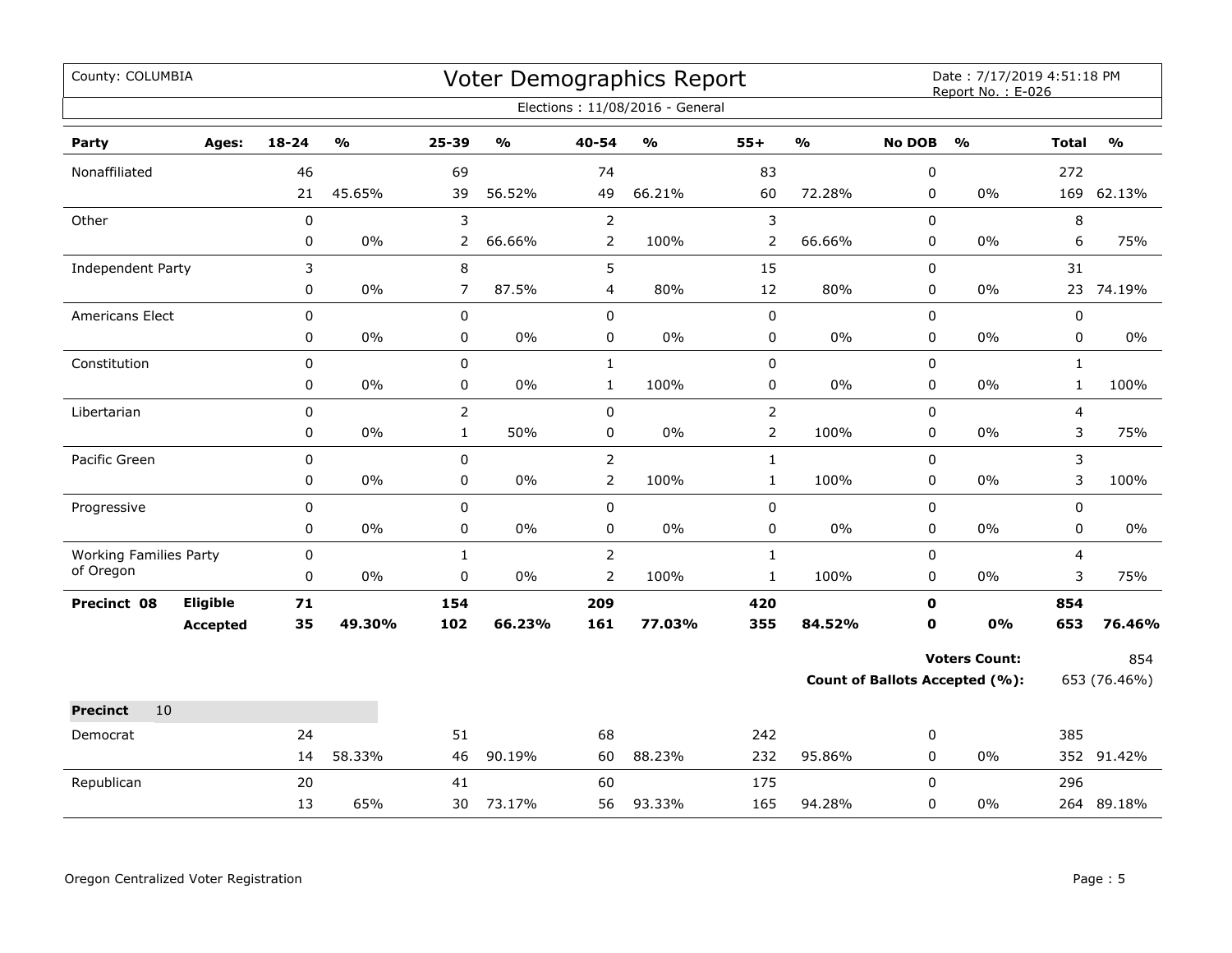County: COLUMBIA

# Voter Demographics Report

Date : 7/17/2019 4:51:18 PM
Report No. : E-026

Elections : 11/08/2016 - General

| Party | Ages: | 18-24 | % | 25-39 | % | 40-54 | % | 55+ | % | No DOB | % | Total | % |
|---|---|---|---|---|---|---|---|---|---|---|---|---|---|
| Nonaffiliated | | 46 | | 69 | | 74 | | 83 | | 0 | | 272 | |
| | | 21 | 45.65% | 39 | 56.52% | 49 | 66.21% | 60 | 72.28% | 0 | 0% | 169 | 62.13% |
| Other | | 0 | | 3 | | 2 | | 3 | | 0 | | 8 | |
| | | 0 | 0% | 2 | 66.66% | 2 | 100% | 2 | 66.66% | 0 | 0% | 6 | 75% |
| Independent Party | | 3 | | 8 | | 5 | | 15 | | 0 | | 31 | |
| | | 0 | 0% | 7 | 87.5% | 4 | 80% | 12 | 80% | 0 | 0% | 23 | 74.19% |
| Americans Elect | | 0 | | 0 | | 0 | | 0 | | 0 | | 0 | |
| | | 0 | 0% | 0 | 0% | 0 | 0% | 0 | 0% | 0 | 0% | 0 | 0% |
| Constitution | | 0 | | 0 | | 1 | | 0 | | 0 | | 1 | |
| | | 0 | 0% | 0 | 0% | 1 | 100% | 0 | 0% | 0 | 0% | 1 | 100% |
| Libertarian | | 0 | | 2 | | 0 | | 2 | | 0 | | 4 | |
| | | 0 | 0% | 1 | 50% | 0 | 0% | 2 | 100% | 0 | 0% | 3 | 75% |
| Pacific Green | | 0 | | 0 | | 2 | | 1 | | 0 | | 3 | |
| | | 0 | 0% | 0 | 0% | 2 | 100% | 1 | 100% | 0 | 0% | 3 | 100% |
| Progressive | | 0 | | 0 | | 0 | | 0 | | 0 | | 0 | |
| | | 0 | 0% | 0 | 0% | 0 | 0% | 0 | 0% | 0 | 0% | 0 | 0% |
| Working Families Party of Oregon | | 0 | | 1 | | 2 | | 1 | | 0 | | 4 | |
| | | 0 | 0% | 0 | 0% | 2 | 100% | 1 | 100% | 0 | 0% | 3 | 75% |
| **Precinct 08** | **Eligible** | **71** | | **154** | | **209** | | **420** | | **0** | | **854** | |
| | **Accepted** | **35** | **49.30%** | **102** | **66.23%** | **161** | **77.03%** | **355** | **84.52%** | **0** | **0%** | **653** | **76.46%** |

**Voters Count:** 854

**Count of Ballots Accepted (%):** 653 (76.46%)

**Precinct** 10

| Party | Ages: | 18-24 | % | 25-39 | % | 40-54 | % | 55+ | % | No DOB | % | Total | % |
|---|---|---|---|---|---|---|---|---|---|---|---|---|---|
| Democrat | | 24 | | 51 | | 68 | | 242 | | 0 | | 385 | |
| | | 14 | 58.33% | 46 | 90.19% | 60 | 88.23% | 232 | 95.86% | 0 | 0% | 352 | 91.42% |
| Republican | | 20 | | 41 | | 60 | | 175 | | 0 | | 296 | |
| | | 13 | 65% | 30 | 73.17% | 56 | 93.33% | 165 | 94.28% | 0 | 0% | 264 | 89.18% |

Oregon Centralized Voter Registration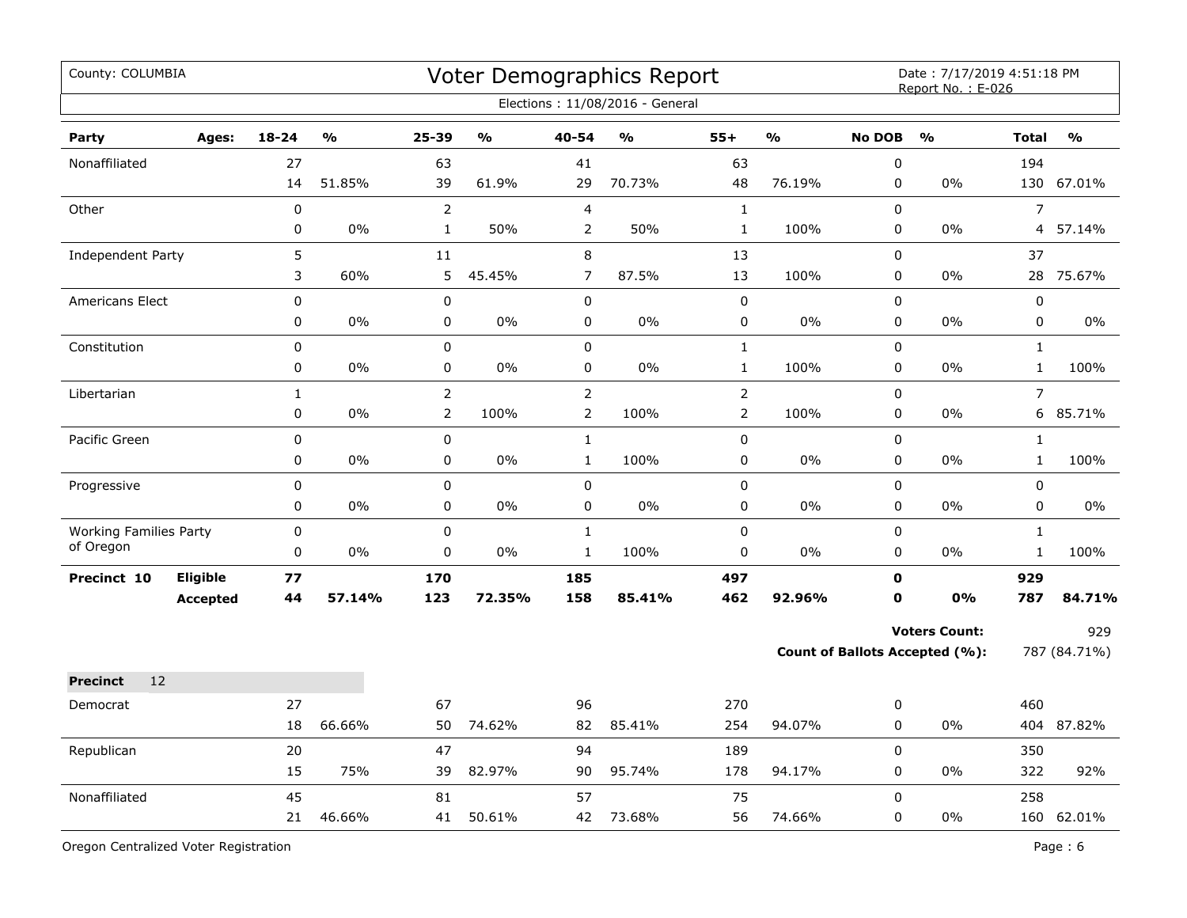County: COLUMBIA

# Voter Demographics Report

Date : 7/17/2019 4:51:18 PM
Report No. : E-026

Elections : 11/08/2016 - General

| Party | Ages: | 18-24 | % | 25-39 | % | 40-54 | % | 55+ | % | No DOB | % | Total | % |
|---|---|---|---|---|---|---|---|---|---|---|---|---|---|
| Nonaffiliated | | 27 | | 63 | | 41 | | 63 | | 0 | | 194 | |
| | | 14 | 51.85% | 39 | 61.9% | 29 | 70.73% | 48 | 76.19% | 0 | 0% | 130 | 67.01% |
| Other | | 0 | | 2 | | 4 | | 1 | | 0 | | 7 | |
| | | 0 | 0% | 1 | 50% | 2 | 50% | 1 | 100% | 0 | 0% | 4 | 57.14% |
| Independent Party | | 5 | | 11 | | 8 | | 13 | | 0 | | 37 | |
| | | 3 | 60% | 5 | 45.45% | 7 | 87.5% | 13 | 100% | 0 | 0% | 28 | 75.67% |
| Americans Elect | | 0 | | 0 | | 0 | | 0 | | 0 | | 0 | |
| | | 0 | 0% | 0 | 0% | 0 | 0% | 0 | 0% | 0 | 0% | 0 | 0% |
| Constitution | | 0 | | 0 | | 0 | | 1 | | 0 | | 1 | |
| | | 0 | 0% | 0 | 0% | 0 | 0% | 1 | 100% | 0 | 0% | 1 | 100% |
| Libertarian | | 1 | | 2 | | 2 | | 2 | | 0 | | 7 | |
| | | 0 | 0% | 2 | 100% | 2 | 100% | 2 | 100% | 0 | 0% | 6 | 85.71% |
| Pacific Green | | 0 | | 0 | | 1 | | 0 | | 0 | | 1 | |
| | | 0 | 0% | 0 | 0% | 1 | 100% | 0 | 0% | 0 | 0% | 1 | 100% |
| Progressive | | 0 | | 0 | | 0 | | 0 | | 0 | | 0 | |
| | | 0 | 0% | 0 | 0% | 0 | 0% | 0 | 0% | 0 | 0% | 0 | 0% |
| Working Families Party of Oregon | | 0 | | 0 | | 1 | | 0 | | 0 | | 1 | |
| | | 0 | 0% | 0 | 0% | 1 | 100% | 0 | 0% | 0 | 0% | 1 | 100% |
| **Precinct 10** | **Eligible** | **77** | | **170** | | **185** | | **497** | | **0** | | **929** | |
| | **Accepted** | **44** | **57.14%** | **123** | **72.35%** | **158** | **85.41%** | **462** | **92.96%** | **0** | **0%** | **787** | **84.71%** |

**Voters Count:** 929

**Count of Ballots Accepted (%):** 787 (84.71%)

| **Precinct** 12 | | | | | | | | | | | | | |
|---|---|---|---|---|---|---|---|---|---|---|---|---|---|
| Democrat | | 27 | | 67 | | 96 | | 270 | | 0 | | 460 | |
| | | 18 | 66.66% | 50 | 74.62% | 82 | 85.41% | 254 | 94.07% | 0 | 0% | 404 | 87.82% |
| Republican | | 20 | | 47 | | 94 | | 189 | | 0 | | 350 | |
| | | 15 | 75% | 39 | 82.97% | 90 | 95.74% | 178 | 94.17% | 0 | 0% | 322 | 92% |
| Nonaffiliated | | 45 | | 81 | | 57 | | 75 | | 0 | | 258 | |
| | | 21 | 46.66% | 41 | 50.61% | 42 | 73.68% | 56 | 74.66% | 0 | 0% | 160 | 62.01% |

Oregon Centralized Voter Registration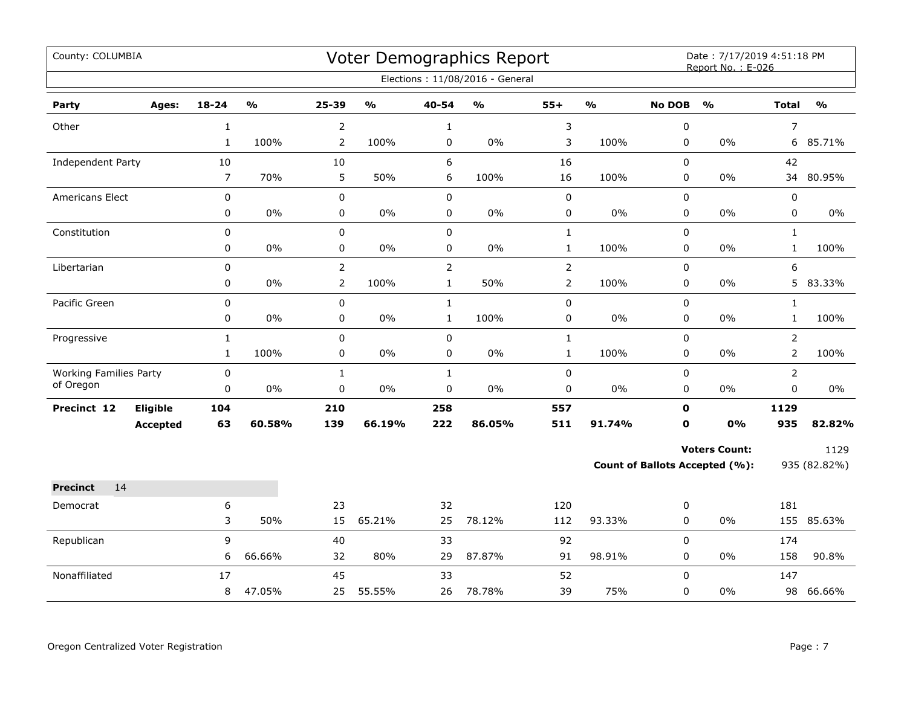County: COLUMBIA

# Voter Demographics Report

Date : 7/17/2019 4:51:18 PM
Report No. : E-026

Elections : 11/08/2016 - General

| Party | Ages: | 18-24 | % | 25-39 | % | 40-54 | % | 55+ | % | No DOB | % | Total | % |
|---|---|---|---|---|---|---|---|---|---|---|---|---|---|
| Other | | 1 | | 2 | | 1 | | 3 | | 0 | | 7 | |
| | | 1 | 100% | 2 | 100% | 0 | 0% | 3 | 100% | 0 | 0% | 6 | 85.71% |
| Independent Party | | 10 | | 10 | | 6 | | 16 | | 0 | | 42 | |
| | | 7 | 70% | 5 | 50% | 6 | 100% | 16 | 100% | 0 | 0% | 34 | 80.95% |
| Americans Elect | | 0 | | 0 | | 0 | | 0 | | 0 | | 0 | |
| | | 0 | 0% | 0 | 0% | 0 | 0% | 0 | 0% | 0 | 0% | 0 | 0% |
| Constitution | | 0 | | 0 | | 0 | | 1 | | 0 | | 1 | |
| | | 0 | 0% | 0 | 0% | 0 | 0% | 1 | 100% | 0 | 0% | 1 | 100% |
| Libertarian | | 0 | | 2 | | 2 | | 2 | | 0 | | 6 | |
| | | 0 | 0% | 2 | 100% | 1 | 50% | 2 | 100% | 0 | 0% | 5 | 83.33% |
| Pacific Green | | 0 | | 0 | | 1 | | 0 | | 0 | | 1 | |
| | | 0 | 0% | 0 | 0% | 1 | 100% | 0 | 0% | 0 | 0% | 1 | 100% |
| Progressive | | 1 | | 0 | | 0 | | 1 | | 0 | | 2 | |
| | | 1 | 100% | 0 | 0% | 0 | 0% | 1 | 100% | 0 | 0% | 2 | 100% |
| Working Families Party of Oregon | | 0 | | 1 | | 1 | | 0 | | 0 | | 2 | |
| | | 0 | 0% | 0 | 0% | 0 | 0% | 0 | 0% | 0 | 0% | 0 | 0% |
| **Precinct 12** | **Eligible** | **104** | | **210** | | **258** | | **557** | | **0** | | **1129** | |
| | **Accepted** | **63** | **60.58%** | **139** | **66.19%** | **222** | **86.05%** | **511** | **91.74%** | **0** | **0%** | **935** | **82.82%** |

**Voters Count:** 1129

**Count of Ballots Accepted (%):** 935 (82.82%)

| **Precinct** 14 | | 18-24 | % | 25-39 | % | 40-54 | % | 55+ | % | No DOB | % | Total | % |
|---|---|---|---|---|---|---|---|---|---|---|---|---|---|
| Democrat | | 6 | | 23 | | 32 | | 120 | | 0 | | 181 | |
| | | 3 | 50% | 15 | 65.21% | 25 | 78.12% | 112 | 93.33% | 0 | 0% | 155 | 85.63% |
| Republican | | 9 | | 40 | | 33 | | 92 | | 0 | | 174 | |
| | | 6 | 66.66% | 32 | 80% | 29 | 87.87% | 91 | 98.91% | 0 | 0% | 158 | 90.8% |
| Nonaffiliated | | 17 | | 45 | | 33 | | 52 | | 0 | | 147 | |
| | | 8 | 47.05% | 25 | 55.55% | 26 | 78.78% | 39 | 75% | 0 | 0% | 98 | 66.66% |

Oregon Centralized Voter Registration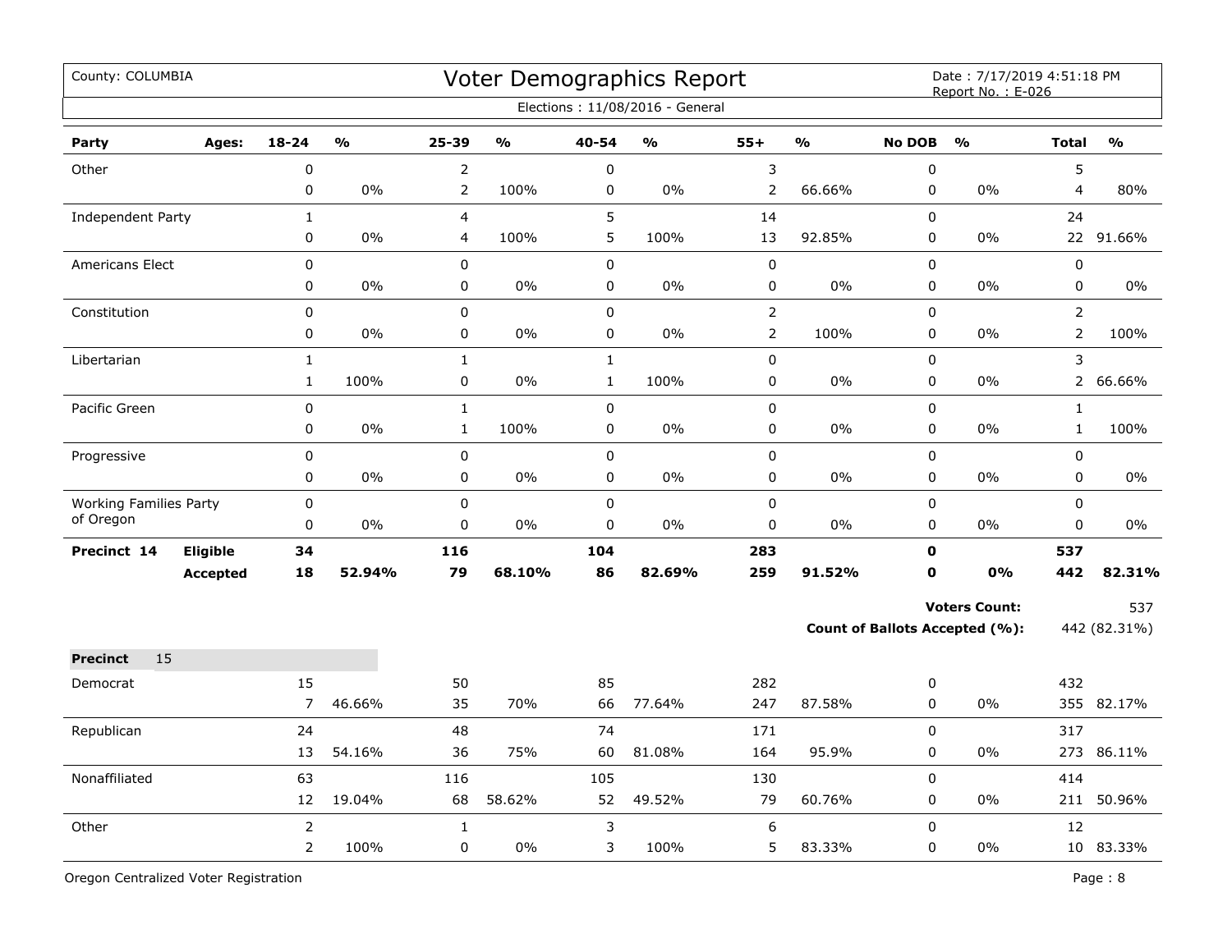County: COLUMBIA

# Voter Demographics Report

Date : 7/17/2019 4:51:18 PM
Report No. : E-026

Elections : 11/08/2016 - General

| Party | Ages: | 18-24 | % | 25-39 | % | 40-54 | % | 55+ | % | No DOB | % | Total | % |
|---|---|---|---|---|---|---|---|---|---|---|---|---|---|
| Other | | 0 | | 2 | | 0 | | 3 | | 0 | | 5 | |
| | | 0 | 0% | 2 | 100% | 0 | 0% | 2 | 66.66% | 0 | 0% | 4 | 80% |
| Independent Party | | 1 | | 4 | | 5 | | 14 | | 0 | | 24 | |
| | | 0 | 0% | 4 | 100% | 5 | 100% | 13 | 92.85% | 0 | 0% | 22 | 91.66% |
| Americans Elect | | 0 | | 0 | | 0 | | 0 | | 0 | | 0 | |
| | | 0 | 0% | 0 | 0% | 0 | 0% | 0 | 0% | 0 | 0% | 0 | 0% |
| Constitution | | 0 | | 0 | | 0 | | 2 | | 0 | | 2 | |
| | | 0 | 0% | 0 | 0% | 0 | 0% | 2 | 100% | 0 | 0% | 2 | 100% |
| Libertarian | | 1 | | 1 | | 1 | | 0 | | 0 | | 3 | |
| | | 1 | 100% | 0 | 0% | 1 | 100% | 0 | 0% | 0 | 0% | 2 | 66.66% |
| Pacific Green | | 0 | | 1 | | 0 | | 0 | | 0 | | 1 | |
| | | 0 | 0% | 1 | 100% | 0 | 0% | 0 | 0% | 0 | 0% | 1 | 100% |
| Progressive | | 0 | | 0 | | 0 | | 0 | | 0 | | 0 | |
| | | 0 | 0% | 0 | 0% | 0 | 0% | 0 | 0% | 0 | 0% | 0 | 0% |
| Working Families Party of Oregon | | 0 | | 0 | | 0 | | 0 | | 0 | | 0 | |
| | | 0 | 0% | 0 | 0% | 0 | 0% | 0 | 0% | 0 | 0% | 0 | 0% |
| **Precinct 14** | **Eligible** | **34** | | **116** | | **104** | | **283** | | **0** | | **537** | |
| | **Accepted** | **18** | **52.94%** | **79** | **68.10%** | **86** | **82.69%** | **259** | **91.52%** | **0** | **0%** | **442** | **82.31%** |

**Voters Count:** 537

**Count of Ballots Accepted (%):** 442 (82.31%)

**Precinct** 15

| Party | Ages: | 18-24 | % | 25-39 | % | 40-54 | % | 55+ | % | No DOB | % | Total | % |
|---|---|---|---|---|---|---|---|---|---|---|---|---|---|
| Democrat | | 15 | | 50 | | 85 | | 282 | | 0 | | 432 | |
| | | 7 | 46.66% | 35 | 70% | 66 | 77.64% | 247 | 87.58% | 0 | 0% | 355 | 82.17% |
| Republican | | 24 | | 48 | | 74 | | 171 | | 0 | | 317 | |
| | | 13 | 54.16% | 36 | 75% | 60 | 81.08% | 164 | 95.9% | 0 | 0% | 273 | 86.11% |
| Nonaffiliated | | 63 | | 116 | | 105 | | 130 | | 0 | | 414 | |
| | | 12 | 19.04% | 68 | 58.62% | 52 | 49.52% | 79 | 60.76% | 0 | 0% | 211 | 50.96% |
| Other | | 2 | | 1 | | 3 | | 6 | | 0 | | 12 | |
| | | 2 | 100% | 0 | 0% | 3 | 100% | 5 | 83.33% | 0 | 0% | 10 | 83.33% |

Oregon Centralized Voter Registration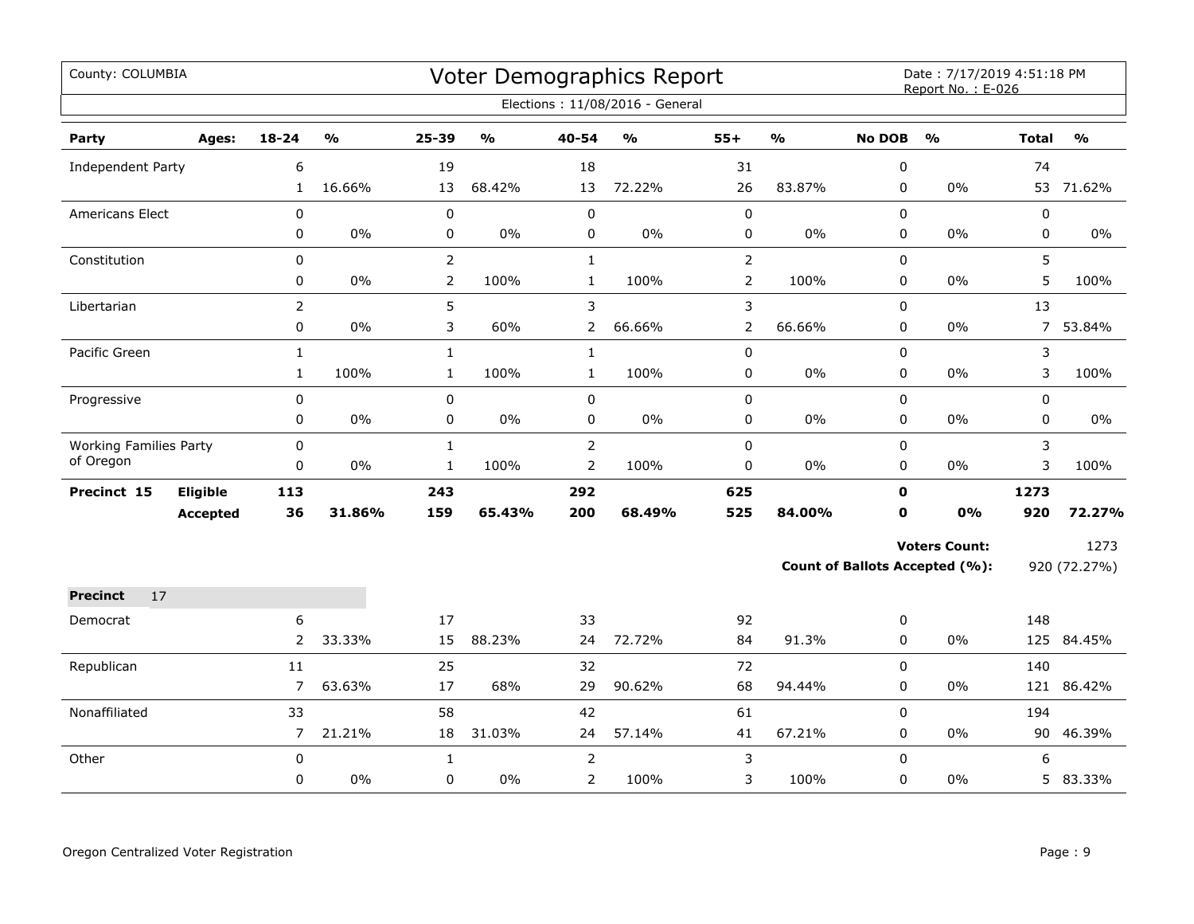County: COLUMBIA

# Voter Demographics Report

Date : 7/17/2019 4:51:18 PM
Report No. : E-026

Elections : 11/08/2016 - General

| Party | Ages: | 18-24 | % | 25-39 | % | 40-54 | % | 55+ | % | No DOB | % | Total | % |
|---|---|---|---|---|---|---|---|---|---|---|---|---|---|
| Independent Party | | 6 | | 19 | | 18 | | 31 | | 0 | | 74 | |
| | | 1 | 16.66% | 13 | 68.42% | 13 | 72.22% | 26 | 83.87% | 0 | 0% | 53 | 71.62% |
| Americans Elect | | 0 | | 0 | | 0 | | 0 | | 0 | | 0 | |
| | | 0 | 0% | 0 | 0% | 0 | 0% | 0 | 0% | 0 | 0% | 0 | 0% |
| Constitution | | 0 | | 2 | | 1 | | 2 | | 0 | | 5 | |
| | | 0 | 0% | 2 | 100% | 1 | 100% | 2 | 100% | 0 | 0% | 5 | 100% |
| Libertarian | | 2 | | 5 | | 3 | | 3 | | 0 | | 13 | |
| | | 0 | 0% | 3 | 60% | 2 | 66.66% | 2 | 66.66% | 0 | 0% | 7 | 53.84% |
| Pacific Green | | 1 | | 1 | | 1 | | 0 | | 0 | | 3 | |
| | | 1 | 100% | 1 | 100% | 1 | 100% | 0 | 0% | 0 | 0% | 3 | 100% |
| Progressive | | 0 | | 0 | | 0 | | 0 | | 0 | | 0 | |
| | | 0 | 0% | 0 | 0% | 0 | 0% | 0 | 0% | 0 | 0% | 0 | 0% |
| Working Families Party of Oregon | | 0 | | 1 | | 2 | | 0 | | 0 | | 3 | |
| | | 0 | 0% | 1 | 100% | 2 | 100% | 0 | 0% | 0 | 0% | 3 | 100% |
| **Precinct 15** | **Eligible** | **113** | | **243** | | **292** | | **625** | | **0** | | **1273** | |
| | **Accepted** | **36** | **31.86%** | **159** | **65.43%** | **200** | **68.49%** | **525** | **84.00%** | **0** | **0%** | **920** | **72.27%** |

**Voters Count:** 1273

**Count of Ballots Accepted (%):** 920 (72.27%)

**Precinct** 17

| Party | Ages: | 18-24 | % | 25-39 | % | 40-54 | % | 55+ | % | No DOB | % | Total | % |
|---|---|---|---|---|---|---|---|---|---|---|---|---|---|
| Democrat | | 6 | | 17 | | 33 | | 92 | | 0 | | 148 | |
| | | 2 | 33.33% | 15 | 88.23% | 24 | 72.72% | 84 | 91.3% | 0 | 0% | 125 | 84.45% |
| Republican | | 11 | | 25 | | 32 | | 72 | | 0 | | 140 | |
| | | 7 | 63.63% | 17 | 68% | 29 | 90.62% | 68 | 94.44% | 0 | 0% | 121 | 86.42% |
| Nonaffiliated | | 33 | | 58 | | 42 | | 61 | | 0 | | 194 | |
| | | 7 | 21.21% | 18 | 31.03% | 24 | 57.14% | 41 | 67.21% | 0 | 0% | 90 | 46.39% |
| Other | | 0 | | 1 | | 2 | | 3 | | 0 | | 6 | |
| | | 0 | 0% | 0 | 0% | 2 | 100% | 3 | 100% | 0 | 0% | 5 | 83.33% |

Oregon Centralized Voter Registration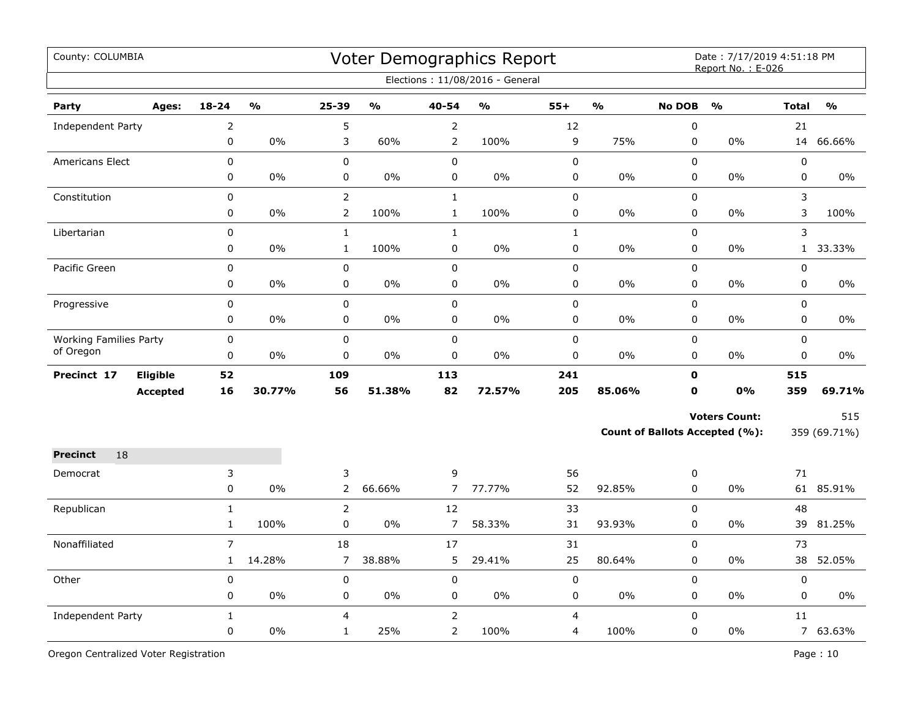County: COLUMBIA

# Voter Demographics Report

Date : 7/17/2019 4:51:18 PM
Report No. : E-026

Elections : 11/08/2016 - General

| Party | Ages: | 18-24 | % | 25-39 | % | 40-54 | % | 55+ | % | No DOB | % | Total | % |
|---|---|---|---|---|---|---|---|---|---|---|---|---|---|
| Independent Party | | 2 | | 5 | | 2 | | 12 | | 0 | | 21 | |
| | | 0 | 0% | 3 | 60% | 2 | 100% | 9 | 75% | 0 | 0% | 14 | 66.66% |
| Americans Elect | | 0 | | 0 | | 0 | | 0 | | 0 | | 0 | |
| | | 0 | 0% | 0 | 0% | 0 | 0% | 0 | 0% | 0 | 0% | 0 | 0% |
| Constitution | | 0 | | 2 | | 1 | | 0 | | 0 | | 3 | |
| | | 0 | 0% | 2 | 100% | 1 | 100% | 0 | 0% | 0 | 0% | 3 | 100% |
| Libertarian | | 0 | | 1 | | 1 | | 1 | | 0 | | 3 | |
| | | 0 | 0% | 1 | 100% | 0 | 0% | 0 | 0% | 0 | 0% | 1 | 33.33% |
| Pacific Green | | 0 | | 0 | | 0 | | 0 | | 0 | | 0 | |
| | | 0 | 0% | 0 | 0% | 0 | 0% | 0 | 0% | 0 | 0% | 0 | 0% |
| Progressive | | 0 | | 0 | | 0 | | 0 | | 0 | | 0 | |
| | | 0 | 0% | 0 | 0% | 0 | 0% | 0 | 0% | 0 | 0% | 0 | 0% |
| Working Families Party of Oregon | | 0 | | 0 | | 0 | | 0 | | 0 | | 0 | |
| | | 0 | 0% | 0 | 0% | 0 | 0% | 0 | 0% | 0 | 0% | 0 | 0% |
| **Precinct 17** | **Eligible** | **52** | | **109** | | **113** | | **241** | | **0** | | **515** | |
| | **Accepted** | **16** | **30.77%** | **56** | **51.38%** | **82** | **72.57%** | **205** | **85.06%** | **0** | **0%** | **359** | **69.71%** |

**Voters Count:** 515

**Count of Ballots Accepted (%):** 359 (69.71%)

**Precinct** 18

| Party | Ages: | 18-24 | % | 25-39 | % | 40-54 | % | 55+ | % | No DOB | % | Total | % |
|---|---|---|---|---|---|---|---|---|---|---|---|---|---|
| Democrat | | 3 | | 3 | | 9 | | 56 | | 0 | | 71 | |
| | | 0 | 0% | 2 | 66.66% | 7 | 77.77% | 52 | 92.85% | 0 | 0% | 61 | 85.91% |
| Republican | | 1 | | 2 | | 12 | | 33 | | 0 | | 48 | |
| | | 1 | 100% | 0 | 0% | 7 | 58.33% | 31 | 93.93% | 0 | 0% | 39 | 81.25% |
| Nonaffiliated | | 7 | | 18 | | 17 | | 31 | | 0 | | 73 | |
| | | 1 | 14.28% | 7 | 38.88% | 5 | 29.41% | 25 | 80.64% | 0 | 0% | 38 | 52.05% |
| Other | | 0 | | 0 | | 0 | | 0 | | 0 | | 0 | |
| | | 0 | 0% | 0 | 0% | 0 | 0% | 0 | 0% | 0 | 0% | 0 | 0% |
| Independent Party | | 1 | | 4 | | 2 | | 4 | | 0 | | 11 | |
| | | 0 | 0% | 1 | 25% | 2 | 100% | 4 | 100% | 0 | 0% | 7 | 63.63% |

Oregon Centralized Voter Registration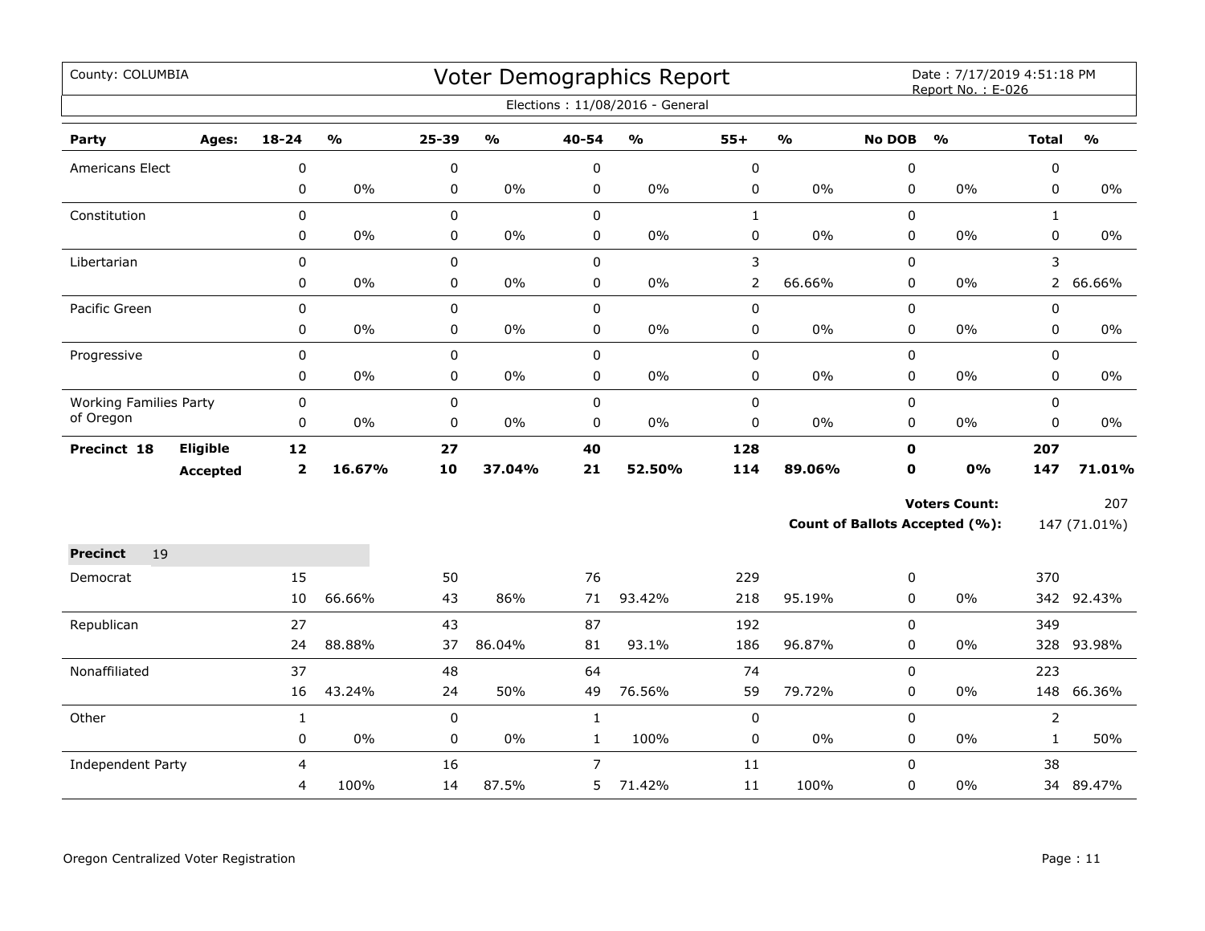County: COLUMBIA

# Voter Demographics Report

Date : 7/17/2019 4:51:18 PM
Report No. : E-026

Elections : 11/08/2016 - General

| Party | Ages: | 18-24 | % | 25-39 | % | 40-54 | % | 55+ | % | No DOB | % | Total | % |
|---|---|---|---|---|---|---|---|---|---|---|---|---|---|
| Americans Elect | | 0 | | 0 | | 0 | | 0 | | 0 | | 0 | |
| | | 0 | 0% | 0 | 0% | 0 | 0% | 0 | 0% | 0 | 0% | 0 | 0% |
| Constitution | | 0 | | 0 | | 0 | | 1 | | 0 | | 1 | |
| | | 0 | 0% | 0 | 0% | 0 | 0% | 0 | 0% | 0 | 0% | 0 | 0% |
| Libertarian | | 0 | | 0 | | 0 | | 3 | | 0 | | 3 | |
| | | 0 | 0% | 0 | 0% | 0 | 0% | 2 | 66.66% | 0 | 0% | 2 | 66.66% |
| Pacific Green | | 0 | | 0 | | 0 | | 0 | | 0 | | 0 | |
| | | 0 | 0% | 0 | 0% | 0 | 0% | 0 | 0% | 0 | 0% | 0 | 0% |
| Progressive | | 0 | | 0 | | 0 | | 0 | | 0 | | 0 | |
| | | 0 | 0% | 0 | 0% | 0 | 0% | 0 | 0% | 0 | 0% | 0 | 0% |
| Working Families Party of Oregon | | 0 | | 0 | | 0 | | 0 | | 0 | | 0 | |
| | | 0 | 0% | 0 | 0% | 0 | 0% | 0 | 0% | 0 | 0% | 0 | 0% |
| **Precinct 18** | **Eligible** | **12** | | **27** | | **40** | | **128** | | **0** | | **207** | |
| | **Accepted** | **2** | **16.67%** | **10** | **37.04%** | **21** | **52.50%** | **114** | **89.06%** | **0** | **0%** | **147** | **71.01%** |

**Voters Count:** 207

**Count of Ballots Accepted (%):** 147 (71.01%)

**Precinct** 19

| Party | 18-24 | % | 25-39 | % | 40-54 | % | 55+ | % | No DOB | % | Total | % |
|---|---|---|---|---|---|---|---|---|---|---|---|---|
| Democrat | 15 | | 50 | | 76 | | 229 | | 0 | | 370 | |
| | 10 | 66.66% | 43 | 86% | 71 | 93.42% | 218 | 95.19% | 0 | 0% | 342 | 92.43% |
| Republican | 27 | | 43 | | 87 | | 192 | | 0 | | 349 | |
| | 24 | 88.88% | 37 | 86.04% | 81 | 93.1% | 186 | 96.87% | 0 | 0% | 328 | 93.98% |
| Nonaffiliated | 37 | | 48 | | 64 | | 74 | | 0 | | 223 | |
| | 16 | 43.24% | 24 | 50% | 49 | 76.56% | 59 | 79.72% | 0 | 0% | 148 | 66.36% |
| Other | 1 | | 0 | | 1 | | 0 | | 0 | | 2 | |
| | 0 | 0% | 0 | 0% | 1 | 100% | 0 | 0% | 0 | 0% | 1 | 50% |
| Independent Party | 4 | | 16 | | 7 | | 11 | | 0 | | 38 | |
| | 4 | 100% | 14 | 87.5% | 5 | 71.42% | 11 | 100% | 0 | 0% | 34 | 89.47% |

Oregon Centralized Voter Registration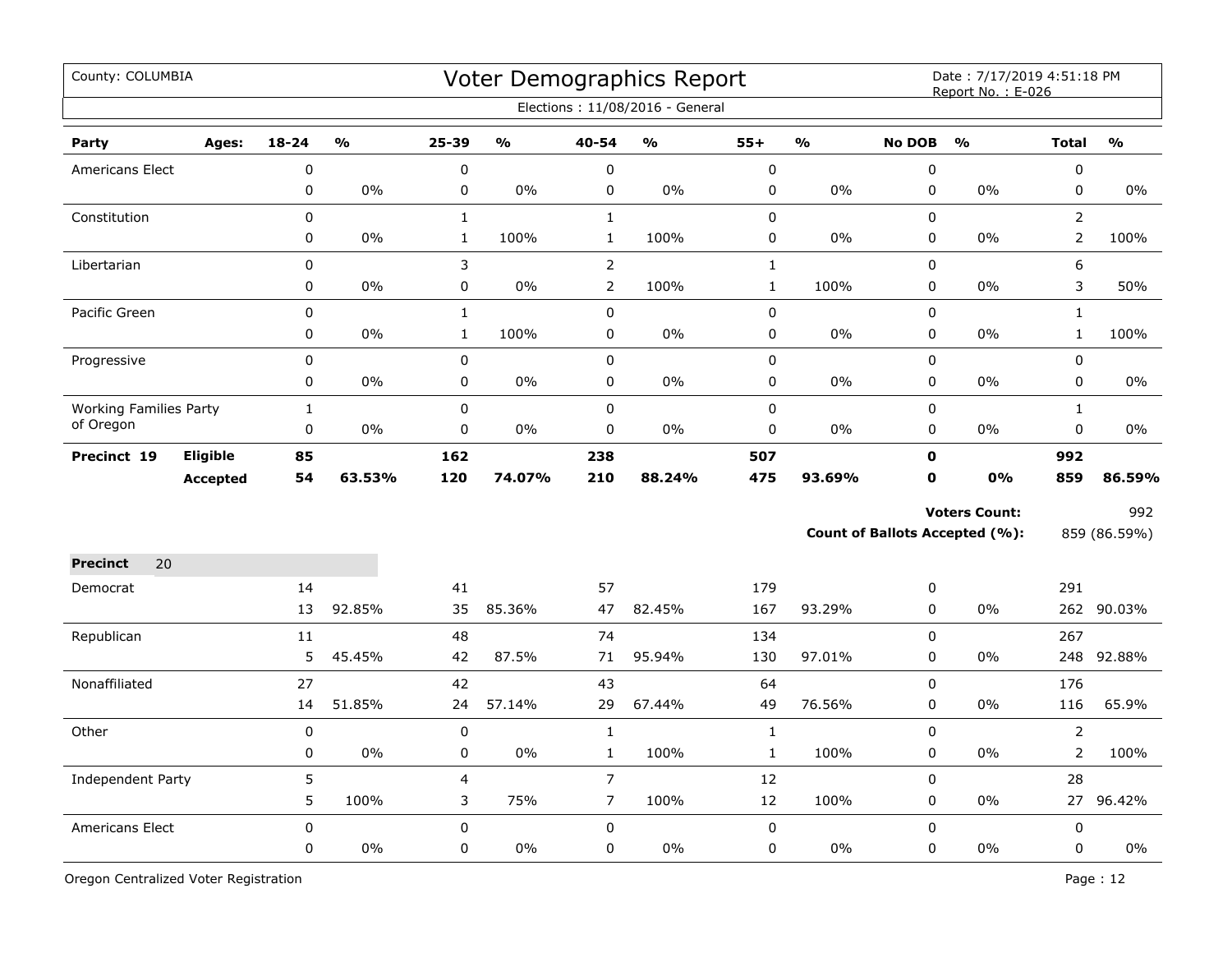County: COLUMBIA

# Voter Demographics Report

Date : 7/17/2019 4:51:18 PM
Report No. : E-026

Elections : 11/08/2016 - General

| Party | Ages: | 18-24 | % | 25-39 | % | 40-54 | % | 55+ | % | No DOB | % | Total | % |
|---|---|---|---|---|---|---|---|---|---|---|---|---|---|
| Americans Elect | | 0 | | 0 | | 0 | | 0 | | 0 | | 0 | |
| | | 0 | 0% | 0 | 0% | 0 | 0% | 0 | 0% | 0 | 0% | 0 | 0% |
| Constitution | | 0 | | 1 | | 1 | | 0 | | 0 | | 2 | |
| | | 0 | 0% | 1 | 100% | 1 | 100% | 0 | 0% | 0 | 0% | 2 | 100% |
| Libertarian | | 0 | | 3 | | 2 | | 1 | | 0 | | 6 | |
| | | 0 | 0% | 0 | 0% | 2 | 100% | 1 | 100% | 0 | 0% | 3 | 50% |
| Pacific Green | | 0 | | 1 | | 0 | | 0 | | 0 | | 1 | |
| | | 0 | 0% | 1 | 100% | 0 | 0% | 0 | 0% | 0 | 0% | 1 | 100% |
| Progressive | | 0 | | 0 | | 0 | | 0 | | 0 | | 0 | |
| | | 0 | 0% | 0 | 0% | 0 | 0% | 0 | 0% | 0 | 0% | 0 | 0% |
| Working Families Party of Oregon | | 1 | | 0 | | 0 | | 0 | | 0 | | 1 | |
| | | 0 | 0% | 0 | 0% | 0 | 0% | 0 | 0% | 0 | 0% | 0 | 0% |
| **Precinct 19** | **Eligible** | **85** | | **162** | | **238** | | **507** | | **0** | | **992** | |
| | **Accepted** | **54** | **63.53%** | **120** | **74.07%** | **210** | **88.24%** | **475** | **93.69%** | **0** | **0%** | **859** | **86.59%** |

**Voters Count:** 992

**Count of Ballots Accepted (%):** 859 (86.59%)

**Precinct** 20

| Party | Ages: | 18-24 | % | 25-39 | % | 40-54 | % | 55+ | % | No DOB | % | Total | % |
|---|---|---|---|---|---|---|---|---|---|---|---|---|---|
| Democrat | | 14 | | 41 | | 57 | | 179 | | 0 | | 291 | |
| | | 13 | 92.85% | 35 | 85.36% | 47 | 82.45% | 167 | 93.29% | 0 | 0% | 262 | 90.03% |
| Republican | | 11 | | 48 | | 74 | | 134 | | 0 | | 267 | |
| | | 5 | 45.45% | 42 | 87.5% | 71 | 95.94% | 130 | 97.01% | 0 | 0% | 248 | 92.88% |
| Nonaffiliated | | 27 | | 42 | | 43 | | 64 | | 0 | | 176 | |
| | | 14 | 51.85% | 24 | 57.14% | 29 | 67.44% | 49 | 76.56% | 0 | 0% | 116 | 65.9% |
| Other | | 0 | | 0 | | 1 | | 1 | | 0 | | 2 | |
| | | 0 | 0% | 0 | 0% | 1 | 100% | 1 | 100% | 0 | 0% | 2 | 100% |
| Independent Party | | 5 | | 4 | | 7 | | 12 | | 0 | | 28 | |
| | | 5 | 100% | 3 | 75% | 7 | 100% | 12 | 100% | 0 | 0% | 27 | 96.42% |
| Americans Elect | | 0 | | 0 | | 0 | | 0 | | 0 | | 0 | |
| | | 0 | 0% | 0 | 0% | 0 | 0% | 0 | 0% | 0 | 0% | 0 | 0% |

Oregon Centralized Voter Registration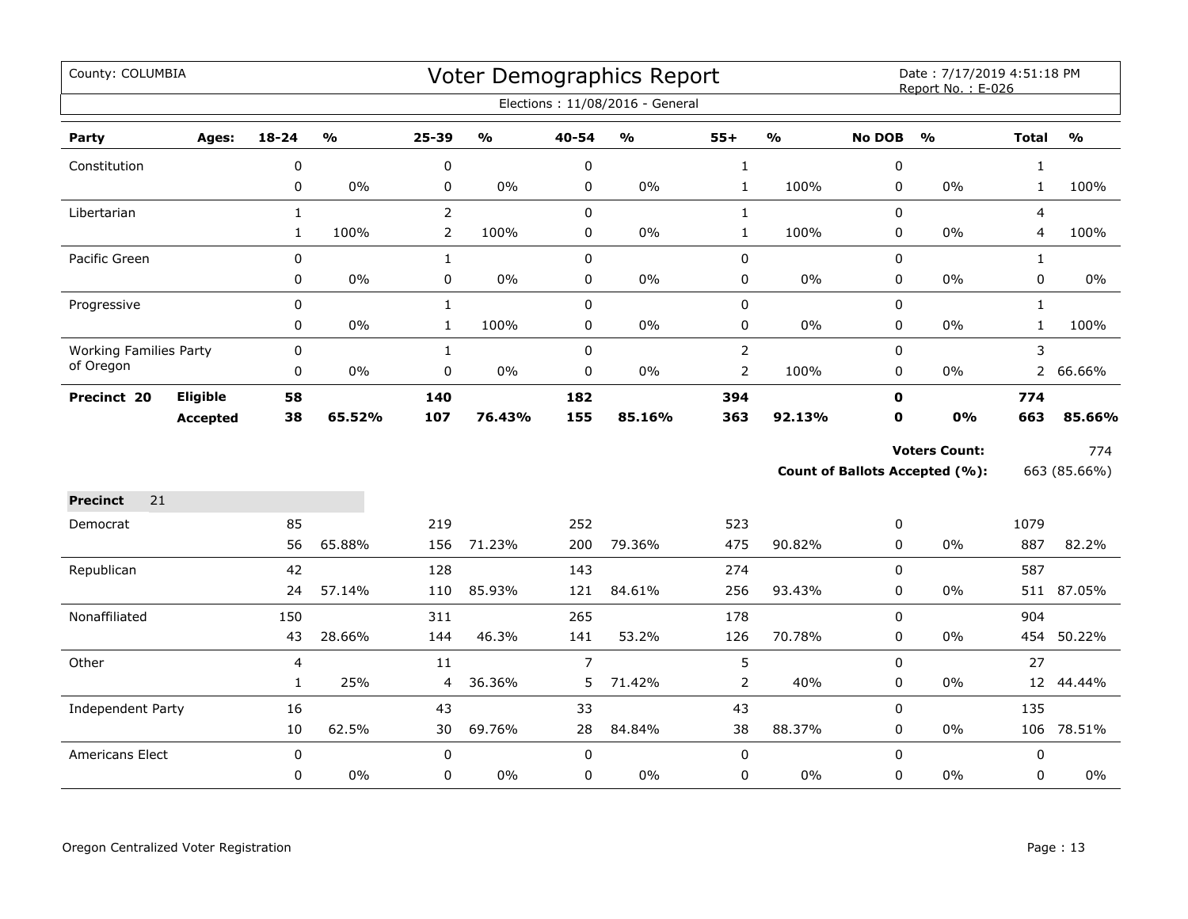County: COLUMBIA

# Voter Demographics Report

Date : 7/17/2019 4:51:18 PM
Report No. : E-026

Elections : 11/08/2016 - General

| Party | Ages: | 18-24 | % | 25-39 | % | 40-54 | % | 55+ | % | No DOB | % | Total | % |
|---|---|---|---|---|---|---|---|---|---|---|---|---|---|
| Constitution | | 0 | | 0 | | 0 | | 1 | | 0 | | 1 | |
| | | 0 | 0% | 0 | 0% | 0 | 0% | 1 | 100% | 0 | 0% | 1 | 100% |
| Libertarian | | 1 | | 2 | | 0 | | 1 | | 0 | | 4 | |
| | | 1 | 100% | 2 | 100% | 0 | 0% | 1 | 100% | 0 | 0% | 4 | 100% |
| Pacific Green | | 0 | | 1 | | 0 | | 0 | | 0 | | 1 | |
| | | 0 | 0% | 0 | 0% | 0 | 0% | 0 | 0% | 0 | 0% | 0 | 0% |
| Progressive | | 0 | | 1 | | 0 | | 0 | | 0 | | 1 | |
| | | 0 | 0% | 1 | 100% | 0 | 0% | 0 | 0% | 0 | 0% | 1 | 100% |
| Working Families Party of Oregon | | 0 | | 1 | | 0 | | 2 | | 0 | | 3 | |
| | | 0 | 0% | 0 | 0% | 0 | 0% | 2 | 100% | 0 | 0% | 2 | 66.66% |
| **Precinct 20** | **Eligible** | **58** | | **140** | | **182** | | **394** | | **0** | | **774** | |
| | **Accepted** | **38** | **65.52%** | **107** | **76.43%** | **155** | **85.16%** | **363** | **92.13%** | **0** | **0%** | **663** | **85.66%** |

**Voters Count:** 774

**Count of Ballots Accepted (%):** 663 (85.66%)

**Precinct** 21

| Party | Ages: | 18-24 | % | 25-39 | % | 40-54 | % | 55+ | % | No DOB | % | Total | % |
|---|---|---|---|---|---|---|---|---|---|---|---|---|---|
| Democrat | | 85 | | 219 | | 252 | | 523 | | 0 | | 1079 | |
| | | 56 | 65.88% | 156 | 71.23% | 200 | 79.36% | 475 | 90.82% | 0 | 0% | 887 | 82.2% |
| Republican | | 42 | | 128 | | 143 | | 274 | | 0 | | 587 | |
| | | 24 | 57.14% | 110 | 85.93% | 121 | 84.61% | 256 | 93.43% | 0 | 0% | 511 | 87.05% |
| Nonaffiliated | | 150 | | 311 | | 265 | | 178 | | 0 | | 904 | |
| | | 43 | 28.66% | 144 | 46.3% | 141 | 53.2% | 126 | 70.78% | 0 | 0% | 454 | 50.22% |
| Other | | 4 | | 11 | | 7 | | 5 | | 0 | | 27 | |
| | | 1 | 25% | 4 | 36.36% | 5 | 71.42% | 2 | 40% | 0 | 0% | 12 | 44.44% |
| Independent Party | | 16 | | 43 | | 33 | | 43 | | 0 | | 135 | |
| | | 10 | 62.5% | 30 | 69.76% | 28 | 84.84% | 38 | 88.37% | 0 | 0% | 106 | 78.51% |
| Americans Elect | | 0 | | 0 | | 0 | | 0 | | 0 | | 0 | |
| | | 0 | 0% | 0 | 0% | 0 | 0% | 0 | 0% | 0 | 0% | 0 | 0% |

Oregon Centralized Voter Registration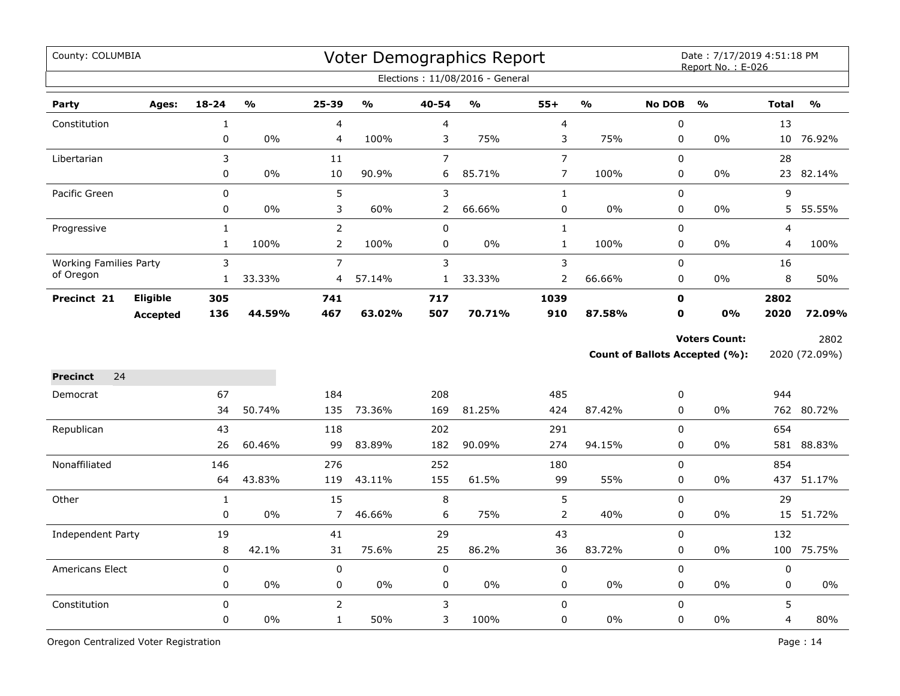County: COLUMBIA

# Voter Demographics Report

Date : 7/17/2019 4:51:18 PM
Report No. : E-026

Elections : 11/08/2016 - General

| Party | Ages: | 18-24 | % | 25-39 | % | 40-54 | % | 55+ | % | No DOB | % | Total | % |
|---|---|---|---|---|---|---|---|---|---|---|---|---|---|
| Constitution | | 1 | | 4 | | 4 | | 4 | | 0 | | 13 | |
| | | 0 | 0% | 4 | 100% | 3 | 75% | 3 | 75% | 0 | 0% | 10 | 76.92% |
| Libertarian | | 3 | | 11 | | 7 | | 7 | | 0 | | 28 | |
| | | 0 | 0% | 10 | 90.9% | 6 | 85.71% | 7 | 100% | 0 | 0% | 23 | 82.14% |
| Pacific Green | | 0 | | 5 | | 3 | | 1 | | 0 | | 9 | |
| | | 0 | 0% | 3 | 60% | 2 | 66.66% | 0 | 0% | 0 | 0% | 5 | 55.55% |
| Progressive | | 1 | | 2 | | 0 | | 1 | | 0 | | 4 | |
| | | 1 | 100% | 2 | 100% | 0 | 0% | 1 | 100% | 0 | 0% | 4 | 100% |
| Working Families Party of Oregon | | 3 | | 7 | | 3 | | 3 | | 0 | | 16 | |
| | | 1 | 33.33% | 4 | 57.14% | 1 | 33.33% | 2 | 66.66% | 0 | 0% | 8 | 50% |
| **Precinct 21** | **Eligible** | **305** | | **741** | | **717** | | **1039** | | **0** | | **2802** | |
| | **Accepted** | **136** | **44.59%** | **467** | **63.02%** | **507** | **70.71%** | **910** | **87.58%** | **0** | **0%** | **2020** | **72.09%** |

**Voters Count:** 2802

**Count of Ballots Accepted (%):** 2020 (72.09%)

**Precinct** 24

| Party | Ages: | 18-24 | % | 25-39 | % | 40-54 | % | 55+ | % | No DOB | % | Total | % |
|---|---|---|---|---|---|---|---|---|---|---|---|---|---|
| Democrat | | 67 | | 184 | | 208 | | 485 | | 0 | | 944 | |
| | | 34 | 50.74% | 135 | 73.36% | 169 | 81.25% | 424 | 87.42% | 0 | 0% | 762 | 80.72% |
| Republican | | 43 | | 118 | | 202 | | 291 | | 0 | | 654 | |
| | | 26 | 60.46% | 99 | 83.89% | 182 | 90.09% | 274 | 94.15% | 0 | 0% | 581 | 88.83% |
| Nonaffiliated | | 146 | | 276 | | 252 | | 180 | | 0 | | 854 | |
| | | 64 | 43.83% | 119 | 43.11% | 155 | 61.5% | 99 | 55% | 0 | 0% | 437 | 51.17% |
| Other | | 1 | | 15 | | 8 | | 5 | | 0 | | 29 | |
| | | 0 | 0% | 7 | 46.66% | 6 | 75% | 2 | 40% | 0 | 0% | 15 | 51.72% |
| Independent Party | | 19 | | 41 | | 29 | | 43 | | 0 | | 132 | |
| | | 8 | 42.1% | 31 | 75.6% | 25 | 86.2% | 36 | 83.72% | 0 | 0% | 100 | 75.75% |
| Americans Elect | | 0 | | 0 | | 0 | | 0 | | 0 | | 0 | |
| | | 0 | 0% | 0 | 0% | 0 | 0% | 0 | 0% | 0 | 0% | 0 | 0% |
| Constitution | | 0 | | 2 | | 3 | | 0 | | 0 | | 5 | |
| | | 0 | 0% | 1 | 50% | 3 | 100% | 0 | 0% | 0 | 0% | 4 | 80% |

Oregon Centralized Voter Registration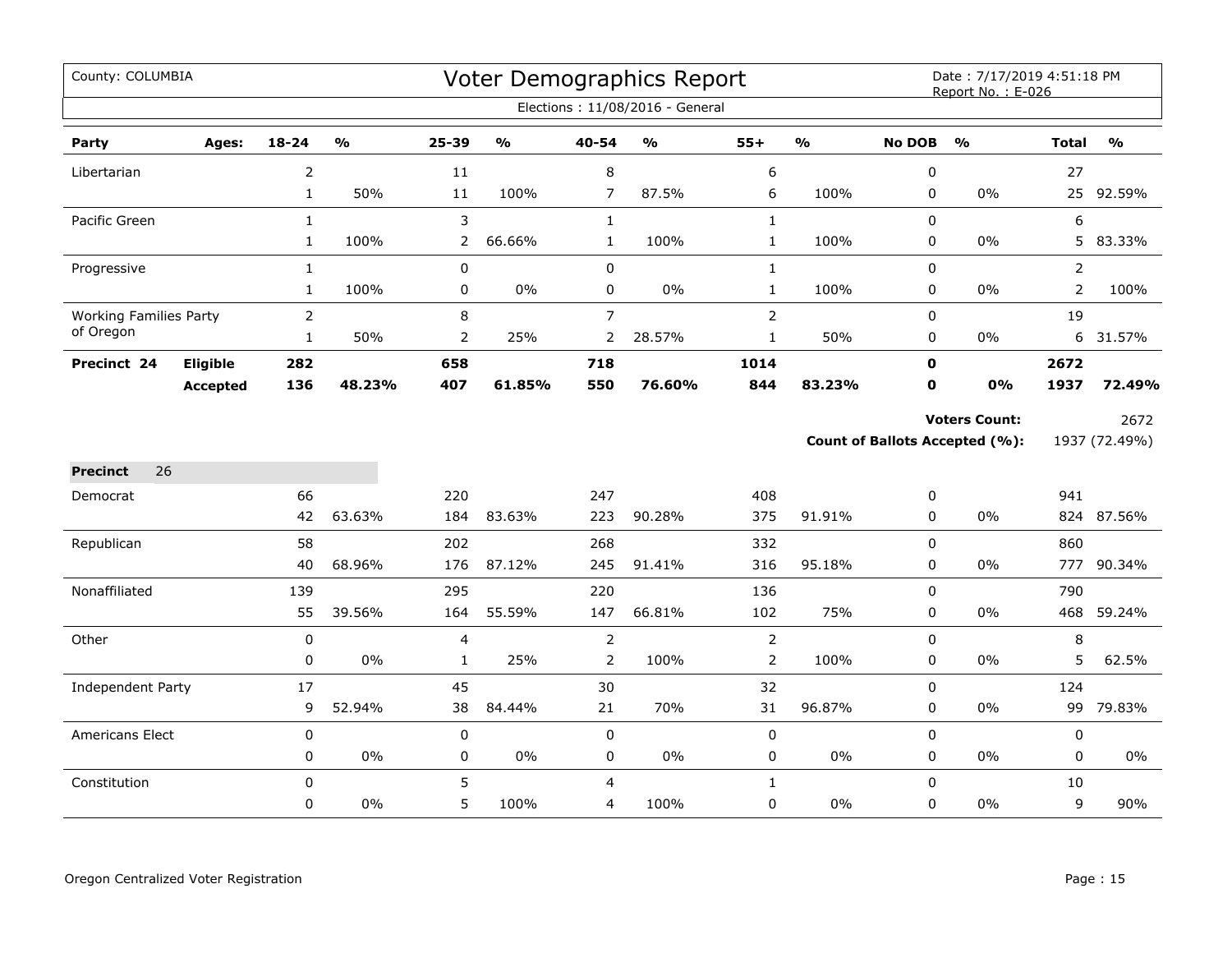County: COLUMBIA

# Voter Demographics Report

Date : 7/17/2019 4:51:18 PM
Report No. : E-026

Elections : 11/08/2016 - General

| Party | Ages: | 18-24 | % | 25-39 | % | 40-54 | % | 55+ | % | No DOB | % | Total | % |
|---|---|---|---|---|---|---|---|---|---|---|---|---|---|
| Libertarian | | 2 | | 11 | | 8 | | 6 | | 0 | | 27 | |
| | | 1 | 50% | 11 | 100% | 7 | 87.5% | 6 | 100% | 0 | 0% | 25 | 92.59% |
| Pacific Green | | 1 | | 3 | | 1 | | 1 | | 0 | | 6 | |
| | | 1 | 100% | 2 | 66.66% | 1 | 100% | 1 | 100% | 0 | 0% | 5 | 83.33% |
| Progressive | | 1 | | 0 | | 0 | | 1 | | 0 | | 2 | |
| | | 1 | 100% | 0 | 0% | 0 | 0% | 1 | 100% | 0 | 0% | 2 | 100% |
| Working Families Party of Oregon | | 2 | | 8 | | 7 | | 2 | | 0 | | 19 | |
| | | 1 | 50% | 2 | 25% | 2 | 28.57% | 1 | 50% | 0 | 0% | 6 | 31.57% |
| **Precinct 24** | **Eligible** | **282** | | **658** | | **718** | | **1014** | | **0** | | **2672** | |
| | **Accepted** | **136** | **48.23%** | **407** | **61.85%** | **550** | **76.60%** | **844** | **83.23%** | **0** | **0%** | **1937** | **72.49%** |

**Voters Count:** 2672

**Count of Ballots Accepted (%):** 1937 (72.49%)

**Precinct** 26

| Party | Ages: | 18-24 | % | 25-39 | % | 40-54 | % | 55+ | % | No DOB | % | Total | % |
|---|---|---|---|---|---|---|---|---|---|---|---|---|---|
| Democrat | | 66 | | 220 | | 247 | | 408 | | 0 | | 941 | |
| | | 42 | 63.63% | 184 | 83.63% | 223 | 90.28% | 375 | 91.91% | 0 | 0% | 824 | 87.56% |
| Republican | | 58 | | 202 | | 268 | | 332 | | 0 | | 860 | |
| | | 40 | 68.96% | 176 | 87.12% | 245 | 91.41% | 316 | 95.18% | 0 | 0% | 777 | 90.34% |
| Nonaffiliated | | 139 | | 295 | | 220 | | 136 | | 0 | | 790 | |
| | | 55 | 39.56% | 164 | 55.59% | 147 | 66.81% | 102 | 75% | 0 | 0% | 468 | 59.24% |
| Other | | 0 | | 4 | | 2 | | 2 | | 0 | | 8 | |
| | | 0 | 0% | 1 | 25% | 2 | 100% | 2 | 100% | 0 | 0% | 5 | 62.5% |
| Independent Party | | 17 | | 45 | | 30 | | 32 | | 0 | | 124 | |
| | | 9 | 52.94% | 38 | 84.44% | 21 | 70% | 31 | 96.87% | 0 | 0% | 99 | 79.83% |
| Americans Elect | | 0 | | 0 | | 0 | | 0 | | 0 | | 0 | |
| | | 0 | 0% | 0 | 0% | 0 | 0% | 0 | 0% | 0 | 0% | 0 | 0% |
| Constitution | | 0 | | 5 | | 4 | | 1 | | 0 | | 10 | |
| | | 0 | 0% | 5 | 100% | 4 | 100% | 0 | 0% | 0 | 0% | 9 | 90% |

Oregon Centralized Voter Registration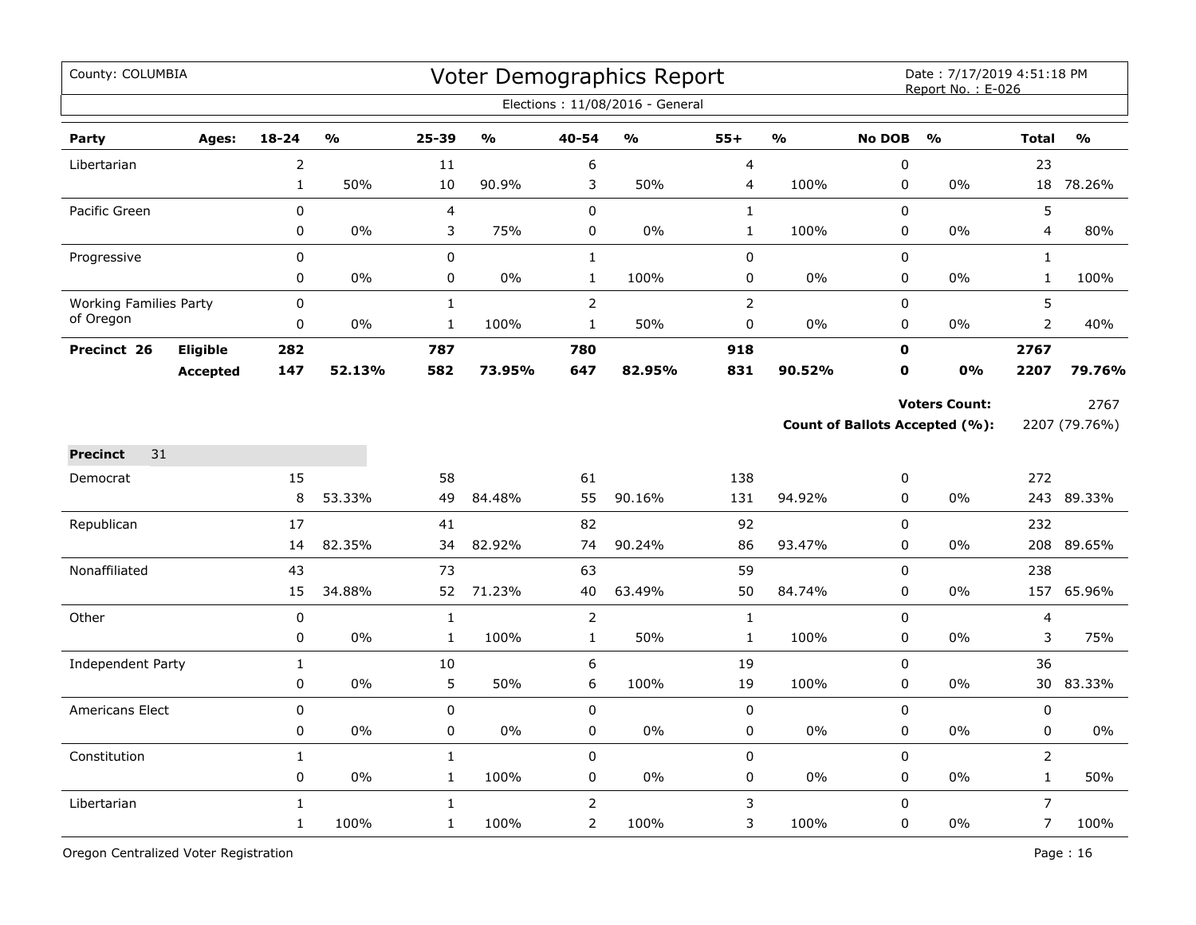County: COLUMBIA

# Voter Demographics Report

Date : 7/17/2019 4:51:18 PM
Report No. : E-026

Elections : 11/08/2016 - General

| Party | Ages: | 18-24 | % | 25-39 | % | 40-54 | % | 55+ | % | No DOB | % | Total | % |
|---|---|---|---|---|---|---|---|---|---|---|---|---|---|
| Libertarian | | 2 | | 11 | | 6 | | 4 | | 0 | | 23 | |
| | | 1 | 50% | 10 | 90.9% | 3 | 50% | 4 | 100% | 0 | 0% | 18 | 78.26% |
| Pacific Green | | 0 | | 4 | | 0 | | 1 | | 0 | | 5 | |
| | | 0 | 0% | 3 | 75% | 0 | 0% | 1 | 100% | 0 | 0% | 4 | 80% |
| Progressive | | 0 | | 0 | | 1 | | 0 | | 0 | | 1 | |
| | | 0 | 0% | 0 | 0% | 1 | 100% | 0 | 0% | 0 | 0% | 1 | 100% |
| Working Families Party of Oregon | | 0 | | 1 | | 2 | | 2 | | 0 | | 5 | |
| | | 0 | 0% | 1 | 100% | 1 | 50% | 0 | 0% | 0 | 0% | 2 | 40% |
| **Precinct 26** | **Eligible** | **282** | | **787** | | **780** | | **918** | | **0** | | **2767** | |
| | **Accepted** | **147** | **52.13%** | **582** | **73.95%** | **647** | **82.95%** | **831** | **90.52%** | **0** | **0%** | **2207** | **79.76%** |

**Voters Count:** 2767

**Count of Ballots Accepted (%):** 2207 (79.76%)

**Precinct** 31

| Party | Ages: | 18-24 | % | 25-39 | % | 40-54 | % | 55+ | % | No DOB | % | Total | % |
|---|---|---|---|---|---|---|---|---|---|---|---|---|---|
| Democrat | | 15 | | 58 | | 61 | | 138 | | 0 | | 272 | |
| | | 8 | 53.33% | 49 | 84.48% | 55 | 90.16% | 131 | 94.92% | 0 | 0% | 243 | 89.33% |
| Republican | | 17 | | 41 | | 82 | | 92 | | 0 | | 232 | |
| | | 14 | 82.35% | 34 | 82.92% | 74 | 90.24% | 86 | 93.47% | 0 | 0% | 208 | 89.65% |
| Nonaffiliated | | 43 | | 73 | | 63 | | 59 | | 0 | | 238 | |
| | | 15 | 34.88% | 52 | 71.23% | 40 | 63.49% | 50 | 84.74% | 0 | 0% | 157 | 65.96% |
| Other | | 0 | | 1 | | 2 | | 1 | | 0 | | 4 | |
| | | 0 | 0% | 1 | 100% | 1 | 50% | 1 | 100% | 0 | 0% | 3 | 75% |
| Independent Party | | 1 | | 10 | | 6 | | 19 | | 0 | | 36 | |
| | | 0 | 0% | 5 | 50% | 6 | 100% | 19 | 100% | 0 | 0% | 30 | 83.33% |
| Americans Elect | | 0 | | 0 | | 0 | | 0 | | 0 | | 0 | |
| | | 0 | 0% | 0 | 0% | 0 | 0% | 0 | 0% | 0 | 0% | 0 | 0% |
| Constitution | | 1 | | 1 | | 0 | | 0 | | 0 | | 2 | |
| | | 0 | 0% | 1 | 100% | 0 | 0% | 0 | 0% | 0 | 0% | 1 | 50% |
| Libertarian | | 1 | | 1 | | 2 | | 3 | | 0 | | 7 | |
| | | 1 | 100% | 1 | 100% | 2 | 100% | 3 | 100% | 0 | 0% | 7 | 100% |

Oregon Centralized Voter Registration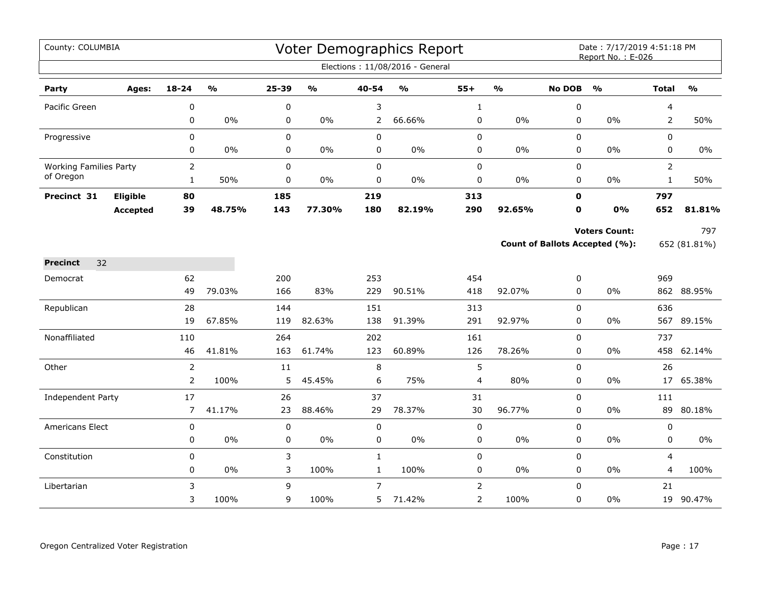County: COLUMBIA

# Voter Demographics Report

Date : 7/17/2019 4:51:18 PM
Report No. : E-026

Elections : 11/08/2016 - General

| Party | Ages: | 18-24 | % | 25-39 | % | 40-54 | % | 55+ | % | No DOB | % | Total | % |
|---|---|---|---|---|---|---|---|---|---|---|---|---|---|
| Pacific Green | | 0 | | 0 | | 3 | | 1 | | 0 | | 4 | |
| | | 0 | 0% | 0 | 0% | 2 | 66.66% | 0 | 0% | 0 | 0% | 2 | 50% |
| Progressive | | 0 | | 0 | | 0 | | 0 | | 0 | | 0 | |
| | | 0 | 0% | 0 | 0% | 0 | 0% | 0 | 0% | 0 | 0% | 0 | 0% |
| Working Families Party of Oregon | | 2 | | 0 | | 0 | | 0 | | 0 | | 2 | |
| | | 1 | 50% | 0 | 0% | 0 | 0% | 0 | 0% | 0 | 0% | 1 | 50% |
| **Precinct 31** | **Eligible** | **80** | | **185** | | **219** | | **313** | | **0** | | **797** | |
| | **Accepted** | **39** | **48.75%** | **143** | **77.30%** | **180** | **82.19%** | **290** | **92.65%** | **0** | **0%** | **652** | **81.81%** |

**Voters Count:** 797

**Count of Ballots Accepted (%):** 652 (81.81%)

**Precinct** 32

| Party | Ages: | 18-24 | % | 25-39 | % | 40-54 | % | 55+ | % | No DOB | % | Total | % |
|---|---|---|---|---|---|---|---|---|---|---|---|---|---|
| Democrat | | 62 | | 200 | | 253 | | 454 | | 0 | | 969 | |
| | | 49 | 79.03% | 166 | 83% | 229 | 90.51% | 418 | 92.07% | 0 | 0% | 862 | 88.95% |
| Republican | | 28 | | 144 | | 151 | | 313 | | 0 | | 636 | |
| | | 19 | 67.85% | 119 | 82.63% | 138 | 91.39% | 291 | 92.97% | 0 | 0% | 567 | 89.15% |
| Nonaffiliated | | 110 | | 264 | | 202 | | 161 | | 0 | | 737 | |
| | | 46 | 41.81% | 163 | 61.74% | 123 | 60.89% | 126 | 78.26% | 0 | 0% | 458 | 62.14% |
| Other | | 2 | | 11 | | 8 | | 5 | | 0 | | 26 | |
| | | 2 | 100% | 5 | 45.45% | 6 | 75% | 4 | 80% | 0 | 0% | 17 | 65.38% |
| Independent Party | | 17 | | 26 | | 37 | | 31 | | 0 | | 111 | |
| | | 7 | 41.17% | 23 | 88.46% | 29 | 78.37% | 30 | 96.77% | 0 | 0% | 89 | 80.18% |
| Americans Elect | | 0 | | 0 | | 0 | | 0 | | 0 | | 0 | |
| | | 0 | 0% | 0 | 0% | 0 | 0% | 0 | 0% | 0 | 0% | 0 | 0% |
| Constitution | | 0 | | 3 | | 1 | | 0 | | 0 | | 4 | |
| | | 0 | 0% | 3 | 100% | 1 | 100% | 0 | 0% | 0 | 0% | 4 | 100% |
| Libertarian | | 3 | | 9 | | 7 | | 2 | | 0 | | 21 | |
| | | 3 | 100% | 9 | 100% | 5 | 71.42% | 2 | 100% | 0 | 0% | 19 | 90.47% |

Oregon Centralized Voter Registration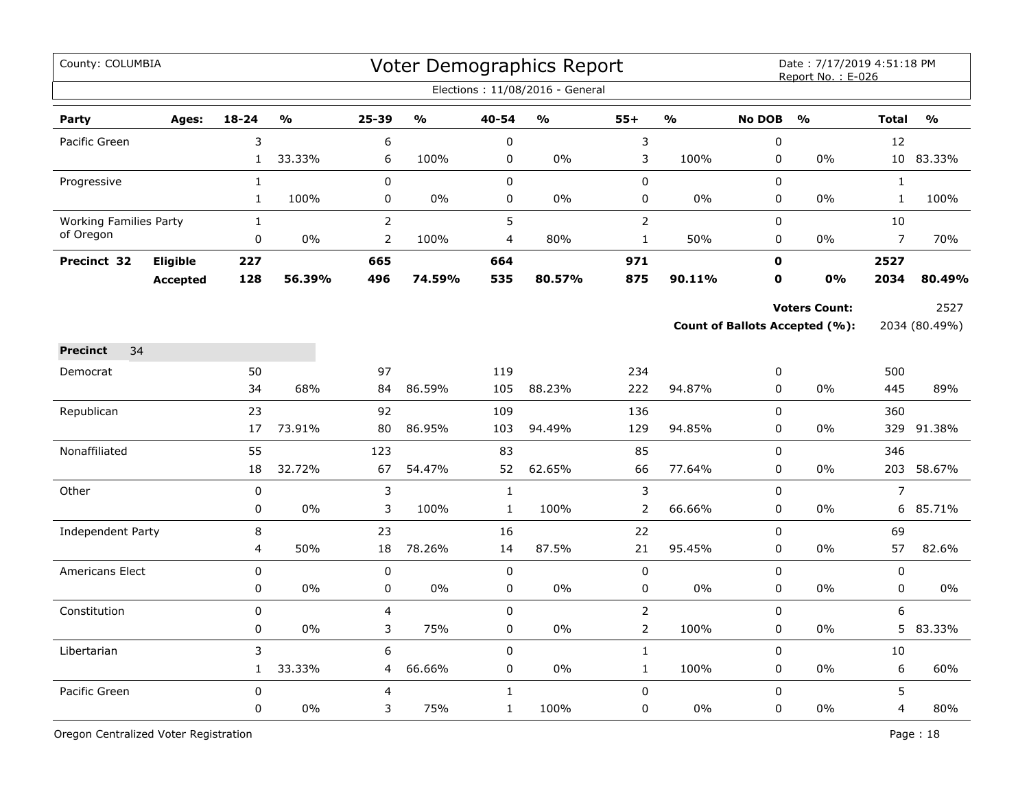County: COLUMBIA

# Voter Demographics Report

Date : 7/17/2019 4:51:18 PM
Report No. : E-026

Elections : 11/08/2016 - General

| Party | Ages: | 18-24 | % | 25-39 | % | 40-54 | % | 55+ | % | No DOB | % | Total | % |
|---|---|---|---|---|---|---|---|---|---|---|---|---|---|
| Pacific Green | | 3 | | 6 | | 0 | | 3 | | 0 | | 12 | |
| | | 1 | 33.33% | 6 | 100% | 0 | 0% | 3 | 100% | 0 | 0% | 10 | 83.33% |
| Progressive | | 1 | | 0 | | 0 | | 0 | | 0 | | 1 | |
| | | 1 | 100% | 0 | 0% | 0 | 0% | 0 | 0% | 0 | 0% | 1 | 100% |
| Working Families Party of Oregon | | 1 | | 2 | | 5 | | 2 | | 0 | | 10 | |
| | | 0 | 0% | 2 | 100% | 4 | 80% | 1 | 50% | 0 | 0% | 7 | 70% |
| **Precinct 32** | **Eligible** | **227** | | **665** | | **664** | | **971** | | **0** | | **2527** | |
| | **Accepted** | **128** | **56.39%** | **496** | **74.59%** | **535** | **80.57%** | **875** | **90.11%** | **0** | **0%** | **2034** | **80.49%** |

**Voters Count:** 2527

**Count of Ballots Accepted (%):** 2034 (80.49%)

**Precinct** 34

| Party | 18-24 | % | 25-39 | % | 40-54 | % | 55+ | % | No DOB | % | Total | % |
|---|---|---|---|---|---|---|---|---|---|---|---|---|
| Democrat | 50 | | 97 | | 119 | | 234 | | 0 | | 500 | |
| | 34 | 68% | 84 | 86.59% | 105 | 88.23% | 222 | 94.87% | 0 | 0% | 445 | 89% |
| Republican | 23 | | 92 | | 109 | | 136 | | 0 | | 360 | |
| | 17 | 73.91% | 80 | 86.95% | 103 | 94.49% | 129 | 94.85% | 0 | 0% | 329 | 91.38% |
| Nonaffiliated | 55 | | 123 | | 83 | | 85 | | 0 | | 346 | |
| | 18 | 32.72% | 67 | 54.47% | 52 | 62.65% | 66 | 77.64% | 0 | 0% | 203 | 58.67% |
| Other | 0 | | 3 | | 1 | | 3 | | 0 | | 7 | |
| | 0 | 0% | 3 | 100% | 1 | 100% | 2 | 66.66% | 0 | 0% | 6 | 85.71% |
| Independent Party | 8 | | 23 | | 16 | | 22 | | 0 | | 69 | |
| | 4 | 50% | 18 | 78.26% | 14 | 87.5% | 21 | 95.45% | 0 | 0% | 57 | 82.6% |
| Americans Elect | 0 | | 0 | | 0 | | 0 | | 0 | | 0 | |
| | 0 | 0% | 0 | 0% | 0 | 0% | 0 | 0% | 0 | 0% | 0 | 0% |
| Constitution | 0 | | 4 | | 0 | | 2 | | 0 | | 6 | |
| | 0 | 0% | 3 | 75% | 0 | 0% | 2 | 100% | 0 | 0% | 5 | 83.33% |
| Libertarian | 3 | | 6 | | 0 | | 1 | | 0 | | 10 | |
| | 1 | 33.33% | 4 | 66.66% | 0 | 0% | 1 | 100% | 0 | 0% | 6 | 60% |
| Pacific Green | 0 | | 4 | | 1 | | 0 | | 0 | | 5 | |
| | 0 | 0% | 3 | 75% | 1 | 100% | 0 | 0% | 0 | 0% | 4 | 80% |

Oregon Centralized Voter Registration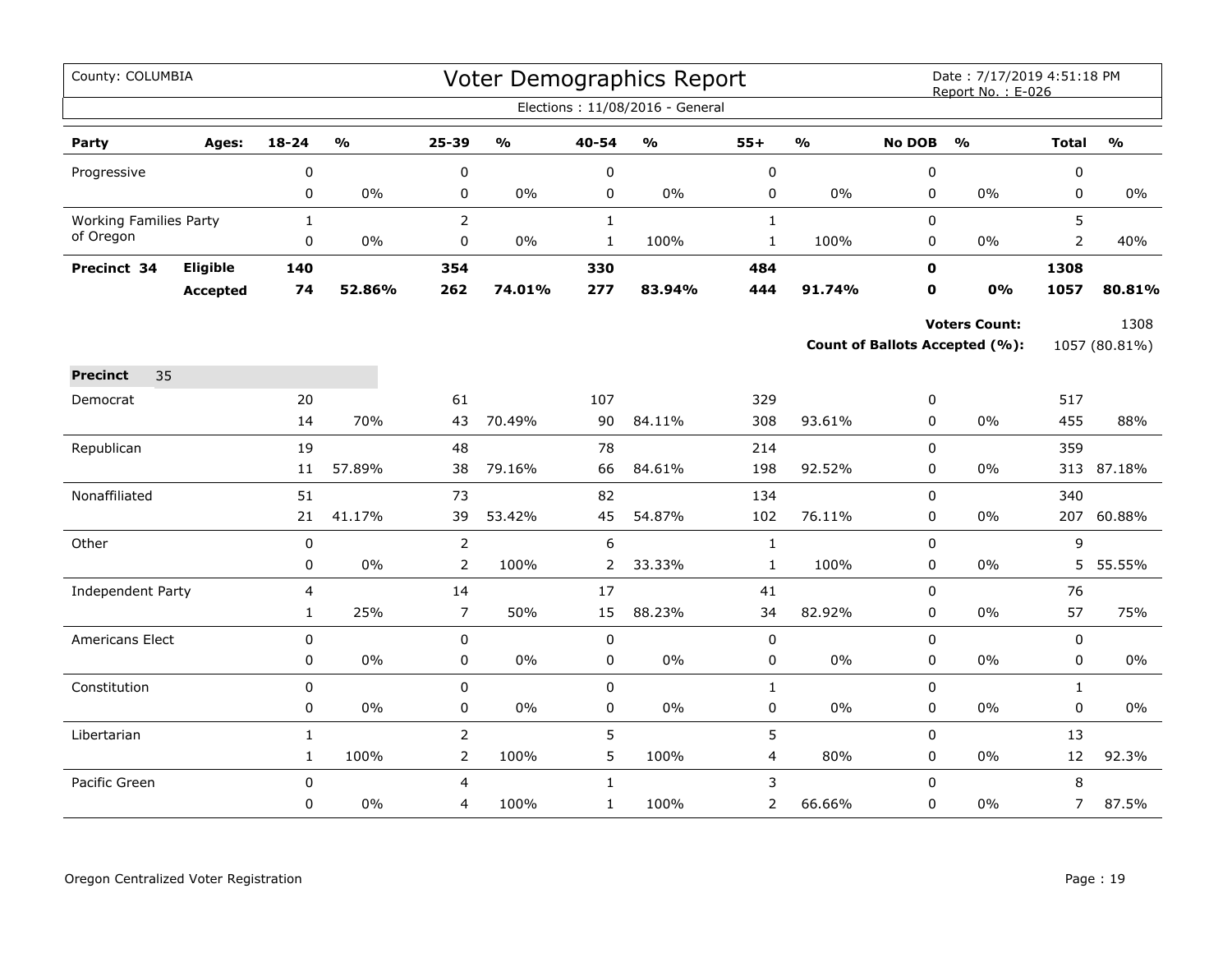County: COLUMBIA

# Voter Demographics Report

Date : 7/17/2019 4:51:18 PM
Report No. : E-026

Elections : 11/08/2016 - General

| Party | Ages: | 18-24 | % | 25-39 | % | 40-54 | % | 55+ | % | No DOB | % | Total | % |
|---|---|---|---|---|---|---|---|---|---|---|---|---|---|
| Progressive | | 0 | | 0 | | 0 | | 0 | | 0 | | 0 | |
| | | 0 | 0% | 0 | 0% | 0 | 0% | 0 | 0% | 0 | 0% | 0 | 0% |
| Working Families Party of Oregon | | 1 | | 2 | | 1 | | 1 | | 0 | | 5 | |
| | | 0 | 0% | 0 | 0% | 1 | 100% | 1 | 100% | 0 | 0% | 2 | 40% |
| **Precinct 34** | **Eligible** | **140** | | **354** | | **330** | | **484** | | **0** | | **1308** | |
| | **Accepted** | **74** | **52.86%** | **262** | **74.01%** | **277** | **83.94%** | **444** | **91.74%** | **0** | **0%** | **1057** | **80.81%** |

**Voters Count:** 1308

**Count of Ballots Accepted (%):** 1057 (80.81%)

**Precinct** 35

| Party | 18-24 | % | 25-39 | % | 40-54 | % | 55+ | % | No DOB | % | Total | % |
|---|---|---|---|---|---|---|---|---|---|---|---|---|
| Democrat | 20 | | 61 | | 107 | | 329 | | 0 | | 517 | |
| | 14 | 70% | 43 | 70.49% | 90 | 84.11% | 308 | 93.61% | 0 | 0% | 455 | 88% |
| Republican | 19 | | 48 | | 78 | | 214 | | 0 | | 359 | |
| | 11 | 57.89% | 38 | 79.16% | 66 | 84.61% | 198 | 92.52% | 0 | 0% | 313 | 87.18% |
| Nonaffiliated | 51 | | 73 | | 82 | | 134 | | 0 | | 340 | |
| | 21 | 41.17% | 39 | 53.42% | 45 | 54.87% | 102 | 76.11% | 0 | 0% | 207 | 60.88% |
| Other | 0 | | 2 | | 6 | | 1 | | 0 | | 9 | |
| | 0 | 0% | 2 | 100% | 2 | 33.33% | 1 | 100% | 0 | 0% | 5 | 55.55% |
| Independent Party | 4 | | 14 | | 17 | | 41 | | 0 | | 76 | |
| | 1 | 25% | 7 | 50% | 15 | 88.23% | 34 | 82.92% | 0 | 0% | 57 | 75% |
| Americans Elect | 0 | | 0 | | 0 | | 0 | | 0 | | 0 | |
| | 0 | 0% | 0 | 0% | 0 | 0% | 0 | 0% | 0 | 0% | 0 | 0% |
| Constitution | 0 | | 0 | | 0 | | 1 | | 0 | | 1 | |
| | 0 | 0% | 0 | 0% | 0 | 0% | 0 | 0% | 0 | 0% | 0 | 0% |
| Libertarian | 1 | | 2 | | 5 | | 5 | | 0 | | 13 | |
| | 1 | 100% | 2 | 100% | 5 | 100% | 4 | 80% | 0 | 0% | 12 | 92.3% |
| Pacific Green | 0 | | 4 | | 1 | | 3 | | 0 | | 8 | |
| | 0 | 0% | 4 | 100% | 1 | 100% | 2 | 66.66% | 0 | 0% | 7 | 87.5% |

Oregon Centralized Voter Registration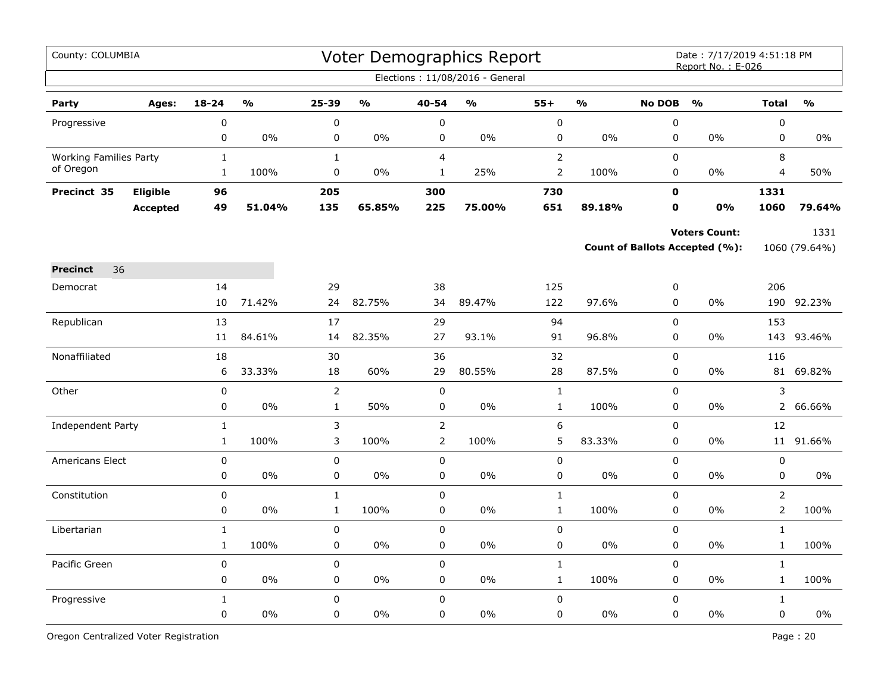County: COLUMBIA

# Voter Demographics Report

Date : 7/17/2019 4:51:18 PM
Report No. : E-026

Elections : 11/08/2016 - General

| Party | Ages: | 18-24 | % | 25-39 | % | 40-54 | % | 55+ | % | No DOB | % | Total | % |
|---|---|---|---|---|---|---|---|---|---|---|---|---|---|
| Progressive | | 0 | | 0 | | 0 | | 0 | | 0 | | 0 | |
| | | 0 | 0% | 0 | 0% | 0 | 0% | 0 | 0% | 0 | 0% | 0 | 0% |
| Working Families Party of Oregon | | 1 | | 1 | | 4 | | 2 | | 0 | | 8 | |
| | | 1 | 100% | 0 | 0% | 1 | 25% | 2 | 100% | 0 | 0% | 4 | 50% |
| **Precinct 35** | **Eligible** | **96** | | **205** | | **300** | | **730** | | **0** | | **1331** | |
| | **Accepted** | **49** | **51.04%** | **135** | **65.85%** | **225** | **75.00%** | **651** | **89.18%** | **0** | **0%** | **1060** | **79.64%** |

**Voters Count:** 1331

**Count of Ballots Accepted (%):** 1060 (79.64%)

**Precinct** 36

| Party | 18-24 | % | 25-39 | % | 40-54 | % | 55+ | % | No DOB | % | Total | % |
|---|---|---|---|---|---|---|---|---|---|---|---|---|
| Democrat | 14 | | 29 | | 38 | | 125 | | 0 | | 206 | |
| | 10 | 71.42% | 24 | 82.75% | 34 | 89.47% | 122 | 97.6% | 0 | 0% | 190 | 92.23% |
| Republican | 13 | | 17 | | 29 | | 94 | | 0 | | 153 | |
| | 11 | 84.61% | 14 | 82.35% | 27 | 93.1% | 91 | 96.8% | 0 | 0% | 143 | 93.46% |
| Nonaffiliated | 18 | | 30 | | 36 | | 32 | | 0 | | 116 | |
| | 6 | 33.33% | 18 | 60% | 29 | 80.55% | 28 | 87.5% | 0 | 0% | 81 | 69.82% |
| Other | 0 | | 2 | | 0 | | 1 | | 0 | | 3 | |
| | 0 | 0% | 1 | 50% | 0 | 0% | 1 | 100% | 0 | 0% | 2 | 66.66% |
| Independent Party | 1 | | 3 | | 2 | | 6 | | 0 | | 12 | |
| | 1 | 100% | 3 | 100% | 2 | 100% | 5 | 83.33% | 0 | 0% | 11 | 91.66% |
| Americans Elect | 0 | | 0 | | 0 | | 0 | | 0 | | 0 | |
| | 0 | 0% | 0 | 0% | 0 | 0% | 0 | 0% | 0 | 0% | 0 | 0% |
| Constitution | 0 | | 1 | | 0 | | 1 | | 0 | | 2 | |
| | 0 | 0% | 1 | 100% | 0 | 0% | 1 | 100% | 0 | 0% | 2 | 100% |
| Libertarian | 1 | | 0 | | 0 | | 0 | | 0 | | 1 | |
| | 1 | 100% | 0 | 0% | 0 | 0% | 0 | 0% | 0 | 0% | 1 | 100% |
| Pacific Green | 0 | | 0 | | 0 | | 1 | | 0 | | 1 | |
| | 0 | 0% | 0 | 0% | 0 | 0% | 1 | 100% | 0 | 0% | 1 | 100% |
| Progressive | 1 | | 0 | | 0 | | 0 | | 0 | | 1 | |
| | 0 | 0% | 0 | 0% | 0 | 0% | 0 | 0% | 0 | 0% | 0 | 0% |

Oregon Centralized Voter Registration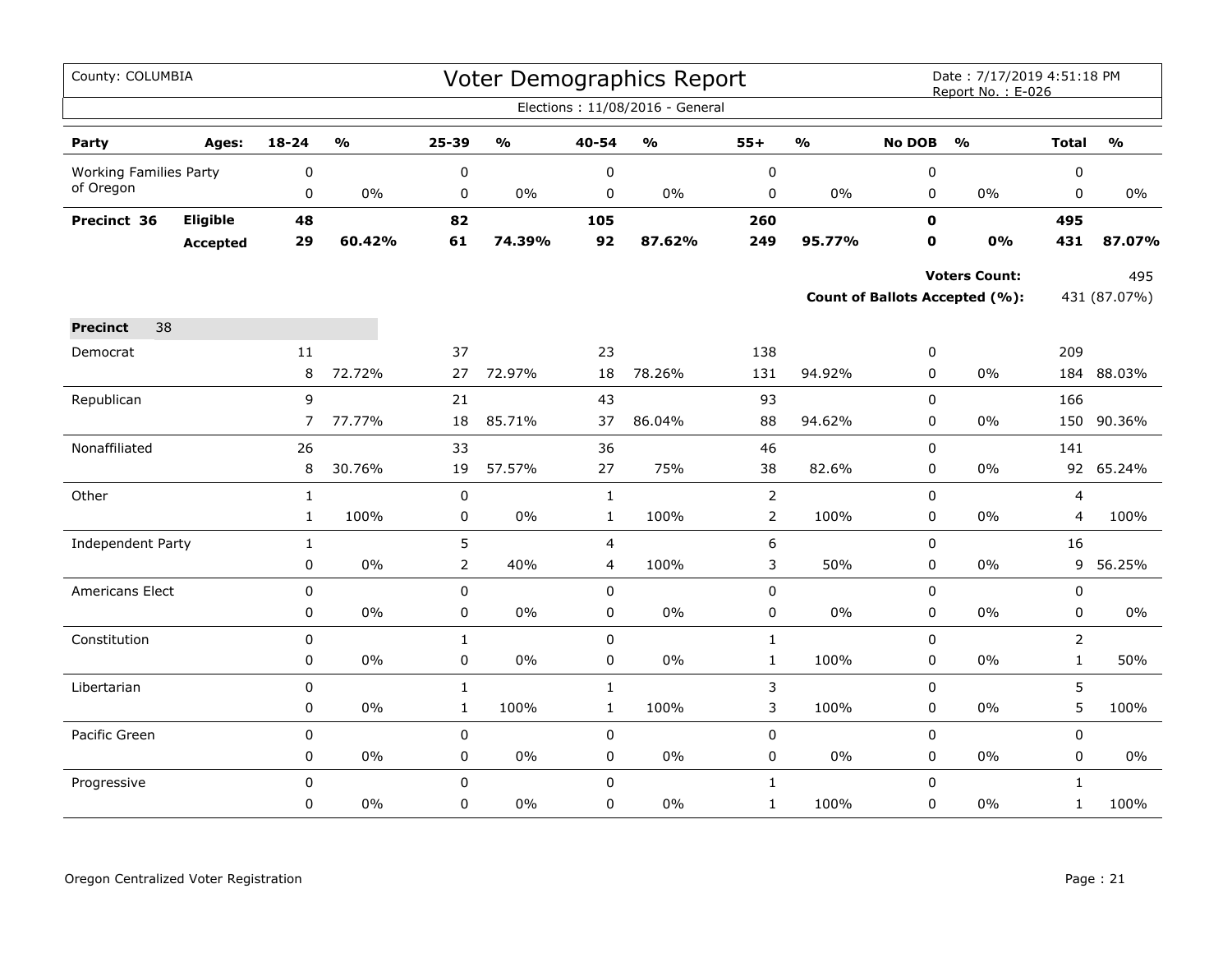County: COLUMBIA

# Voter Demographics Report

Date : 7/17/2019 4:51:18 PM
Report No. : E-026

Elections : 11/08/2016 - General

| Party | Ages: | 18-24 | % | 25-39 | % | 40-54 | % | 55+ | % | No DOB | % | Total | % |
|---|---|---|---|---|---|---|---|---|---|---|---|---|---|
| Working Families Party of Oregon | | 0 | | 0 | | 0 | | 0 | | 0 | | 0 | |
| | | 0 | 0% | 0 | 0% | 0 | 0% | 0 | 0% | 0 | 0% | 0 | 0% |
| **Precinct 36** | **Eligible** | **48** | | **82** | | **105** | | **260** | | **0** | | **495** | |
| | **Accepted** | **29** | **60.42%** | **61** | **74.39%** | **92** | **87.62%** | **249** | **95.77%** | **0** | **0%** | **431** | **87.07%** |

**Voters Count:** 495

**Count of Ballots Accepted (%):** 431 (87.07%)

**Precinct** 38

| Party | 18-24 | % | 25-39 | % | 40-54 | % | 55+ | % | No DOB | % | Total | % |
|---|---|---|---|---|---|---|---|---|---|---|---|---|
| Democrat | 11 | | 37 | | 23 | | 138 | | 0 | | 209 | |
| | 8 | 72.72% | 27 | 72.97% | 18 | 78.26% | 131 | 94.92% | 0 | 0% | 184 | 88.03% |
| Republican | 9 | | 21 | | 43 | | 93 | | 0 | | 166 | |
| | 7 | 77.77% | 18 | 85.71% | 37 | 86.04% | 88 | 94.62% | 0 | 0% | 150 | 90.36% |
| Nonaffiliated | 26 | | 33 | | 36 | | 46 | | 0 | | 141 | |
| | 8 | 30.76% | 19 | 57.57% | 27 | 75% | 38 | 82.6% | 0 | 0% | 92 | 65.24% |
| Other | 1 | | 0 | | 1 | | 2 | | 0 | | 4 | |
| | 1 | 100% | 0 | 0% | 1 | 100% | 2 | 100% | 0 | 0% | 4 | 100% |
| Independent Party | 1 | | 5 | | 4 | | 6 | | 0 | | 16 | |
| | 0 | 0% | 2 | 40% | 4 | 100% | 3 | 50% | 0 | 0% | 9 | 56.25% |
| Americans Elect | 0 | | 0 | | 0 | | 0 | | 0 | | 0 | |
| | 0 | 0% | 0 | 0% | 0 | 0% | 0 | 0% | 0 | 0% | 0 | 0% |
| Constitution | 0 | | 1 | | 0 | | 1 | | 0 | | 2 | |
| | 0 | 0% | 0 | 0% | 0 | 0% | 1 | 100% | 0 | 0% | 1 | 50% |
| Libertarian | 0 | | 1 | | 1 | | 3 | | 0 | | 5 | |
| | 0 | 0% | 1 | 100% | 1 | 100% | 3 | 100% | 0 | 0% | 5 | 100% |
| Pacific Green | 0 | | 0 | | 0 | | 0 | | 0 | | 0 | |
| | 0 | 0% | 0 | 0% | 0 | 0% | 0 | 0% | 0 | 0% | 0 | 0% |
| Progressive | 0 | | 0 | | 0 | | 1 | | 0 | | 1 | |
| | 0 | 0% | 0 | 0% | 0 | 0% | 1 | 100% | 0 | 0% | 1 | 100% |

Oregon Centralized Voter Registration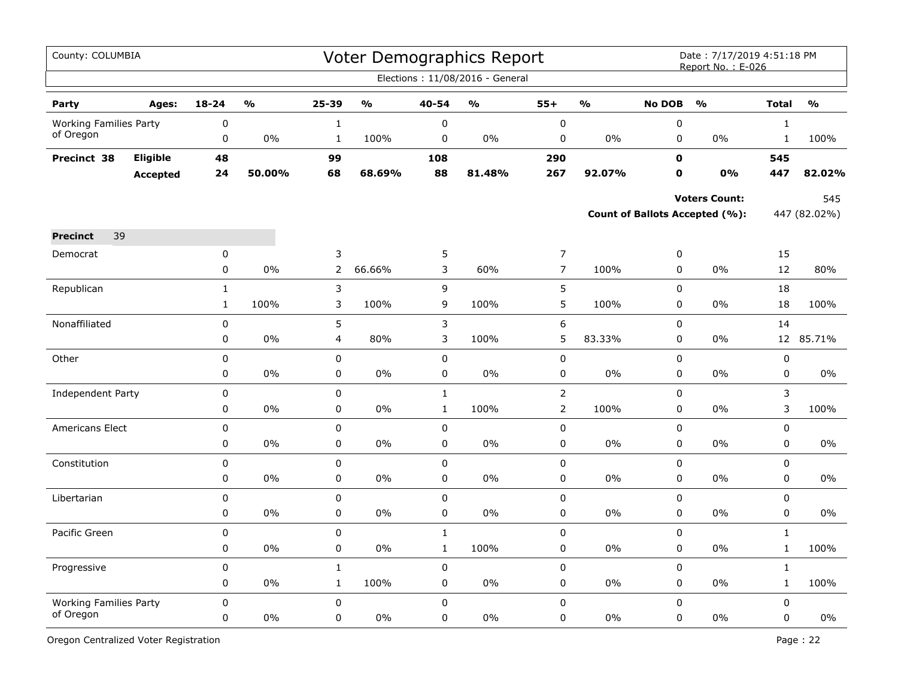# Voter Demographics Report

County: COLUMBIA

Date : 7/17/2019 4:51:18 PM
Report No. : E-026

Elections : 11/08/2016 - General

| Party | Ages: | 18-24 | % | 25-39 | % | 40-54 | % | 55+ | % | No DOB | % | Total | % |
|---|---|---|---|---|---|---|---|---|---|---|---|---|---|
| Working Families Party of Oregon | | 0 | | 1 | | 0 | | 0 | | 0 | | 1 | |
| | | 0 | 0% | 1 | 100% | 0 | 0% | 0 | 0% | 0 | 0% | 1 | 100% |
| **Precinct 38** | **Eligible** | **48** | | **99** | | **108** | | **290** | | **0** | | **545** | |
| | **Accepted** | **24** | **50.00%** | **68** | **68.69%** | **88** | **81.48%** | **267** | **92.07%** | **0** | **0%** | **447** | **82.02%** |

**Voters Count:** 545

**Count of Ballots Accepted (%):** 447 (82.02%)

**Precinct** 39

| Party | Ages: | 18-24 | % | 25-39 | % | 40-54 | % | 55+ | % | No DOB | % | Total | % |
|---|---|---|---|---|---|---|---|---|---|---|---|---|---|
| Democrat | | 0 | | 3 | | 5 | | 7 | | 0 | | 15 | |
| | | 0 | 0% | 2 | 66.66% | 3 | 60% | 7 | 100% | 0 | 0% | 12 | 80% |
| Republican | | 1 | | 3 | | 9 | | 5 | | 0 | | 18 | |
| | | 1 | 100% | 3 | 100% | 9 | 100% | 5 | 100% | 0 | 0% | 18 | 100% |
| Nonaffiliated | | 0 | | 5 | | 3 | | 6 | | 0 | | 14 | |
| | | 0 | 0% | 4 | 80% | 3 | 100% | 5 | 83.33% | 0 | 0% | 12 | 85.71% |
| Other | | 0 | | 0 | | 0 | | 0 | | 0 | | 0 | |
| | | 0 | 0% | 0 | 0% | 0 | 0% | 0 | 0% | 0 | 0% | 0 | 0% |
| Independent Party | | 0 | | 0 | | 1 | | 2 | | 0 | | 3 | |
| | | 0 | 0% | 0 | 0% | 1 | 100% | 2 | 100% | 0 | 0% | 3 | 100% |
| Americans Elect | | 0 | | 0 | | 0 | | 0 | | 0 | | 0 | |
| | | 0 | 0% | 0 | 0% | 0 | 0% | 0 | 0% | 0 | 0% | 0 | 0% |
| Constitution | | 0 | | 0 | | 0 | | 0 | | 0 | | 0 | |
| | | 0 | 0% | 0 | 0% | 0 | 0% | 0 | 0% | 0 | 0% | 0 | 0% |
| Libertarian | | 0 | | 0 | | 0 | | 0 | | 0 | | 0 | |
| | | 0 | 0% | 0 | 0% | 0 | 0% | 0 | 0% | 0 | 0% | 0 | 0% |
| Pacific Green | | 0 | | 0 | | 1 | | 0 | | 0 | | 1 | |
| | | 0 | 0% | 0 | 0% | 1 | 100% | 0 | 0% | 0 | 0% | 1 | 100% |
| Progressive | | 0 | | 1 | | 0 | | 0 | | 0 | | 1 | |
| | | 0 | 0% | 1 | 100% | 0 | 0% | 0 | 0% | 0 | 0% | 1 | 100% |
| Working Families Party of Oregon | | 0 | | 0 | | 0 | | 0 | | 0 | | 0 | |
| | | 0 | 0% | 0 | 0% | 0 | 0% | 0 | 0% | 0 | 0% | 0 | 0% |

Oregon Centralized Voter Registration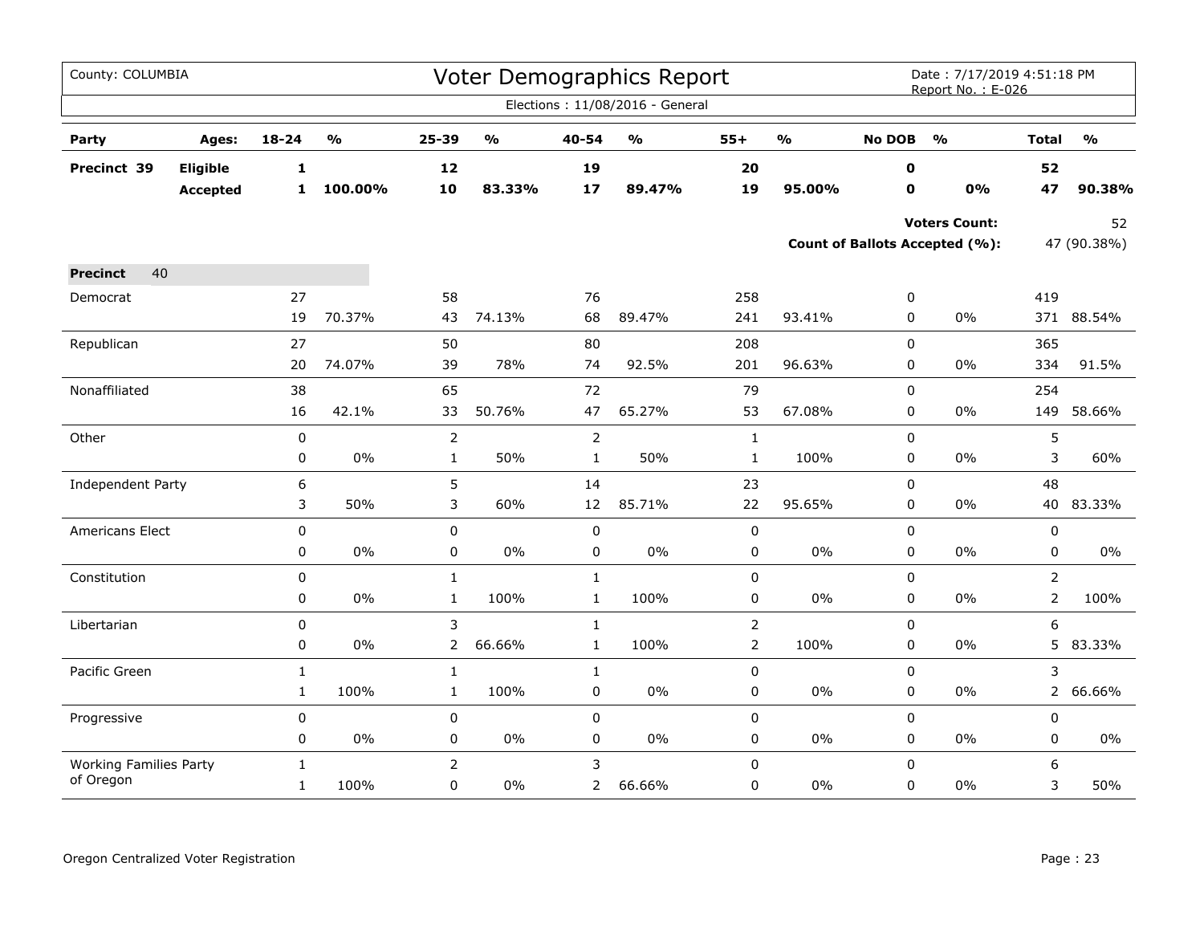County: COLUMBIA

# Voter Demographics Report

Date : 7/17/2019 4:51:18 PM
Report No. : E-026

Elections : 11/08/2016 - General

| Party | Ages: | 18-24 | % | 25-39 | % | 40-54 | % | 55+ | % | No DOB | % | Total | % |
|---|---|---|---|---|---|---|---|---|---|---|---|---|---|
| **Precinct 39** | **Eligible** | **1** | | **12** | | **19** | | **20** | | **0** | | **52** | |
| | **Accepted** | **1** | **100.00%** | **10** | **83.33%** | **17** | **89.47%** | **19** | **95.00%** | **0** | **0%** | **47** | **90.38%** |

**Voters Count:** 52

**Count of Ballots Accepted (%):** 47 (90.38%)

| Party | 18-24 | % | 25-39 | % | 40-54 | % | 55+ | % | No DOB | % | Total | % |
|---|---|---|---|---|---|---|---|---|---|---|---|---|
| **Precinct** 40 | | | | | | | | | | | | |
| Democrat | 27 | | 58 | | 76 | | 258 | | 0 | | 419 | |
| | 19 | 70.37% | 43 | 74.13% | 68 | 89.47% | 241 | 93.41% | 0 | 0% | 371 | 88.54% |
| Republican | 27 | | 50 | | 80 | | 208 | | 0 | | 365 | |
| | 20 | 74.07% | 39 | 78% | 74 | 92.5% | 201 | 96.63% | 0 | 0% | 334 | 91.5% |
| Nonaffiliated | 38 | | 65 | | 72 | | 79 | | 0 | | 254 | |
| | 16 | 42.1% | 33 | 50.76% | 47 | 65.27% | 53 | 67.08% | 0 | 0% | 149 | 58.66% |
| Other | 0 | | 2 | | 2 | | 1 | | 0 | | 5 | |
| | 0 | 0% | 1 | 50% | 1 | 50% | 1 | 100% | 0 | 0% | 3 | 60% |
| Independent Party | 6 | | 5 | | 14 | | 23 | | 0 | | 48 | |
| | 3 | 50% | 3 | 60% | 12 | 85.71% | 22 | 95.65% | 0 | 0% | 40 | 83.33% |
| Americans Elect | 0 | | 0 | | 0 | | 0 | | 0 | | 0 | |
| | 0 | 0% | 0 | 0% | 0 | 0% | 0 | 0% | 0 | 0% | 0 | 0% |
| Constitution | 0 | | 1 | | 1 | | 0 | | 0 | | 2 | |
| | 0 | 0% | 1 | 100% | 1 | 100% | 0 | 0% | 0 | 0% | 2 | 100% |
| Libertarian | 0 | | 3 | | 1 | | 2 | | 0 | | 6 | |
| | 0 | 0% | 2 | 66.66% | 1 | 100% | 2 | 100% | 0 | 0% | 5 | 83.33% |
| Pacific Green | 1 | | 1 | | 1 | | 0 | | 0 | | 3 | |
| | 1 | 100% | 1 | 100% | 0 | 0% | 0 | 0% | 0 | 0% | 2 | 66.66% |
| Progressive | 0 | | 0 | | 0 | | 0 | | 0 | | 0 | |
| | 0 | 0% | 0 | 0% | 0 | 0% | 0 | 0% | 0 | 0% | 0 | 0% |
| Working Families Party of Oregon | 1 | | 2 | | 3 | | 0 | | 0 | | 6 | |
| | 1 | 100% | 0 | 0% | 2 | 66.66% | 0 | 0% | 0 | 0% | 3 | 50% |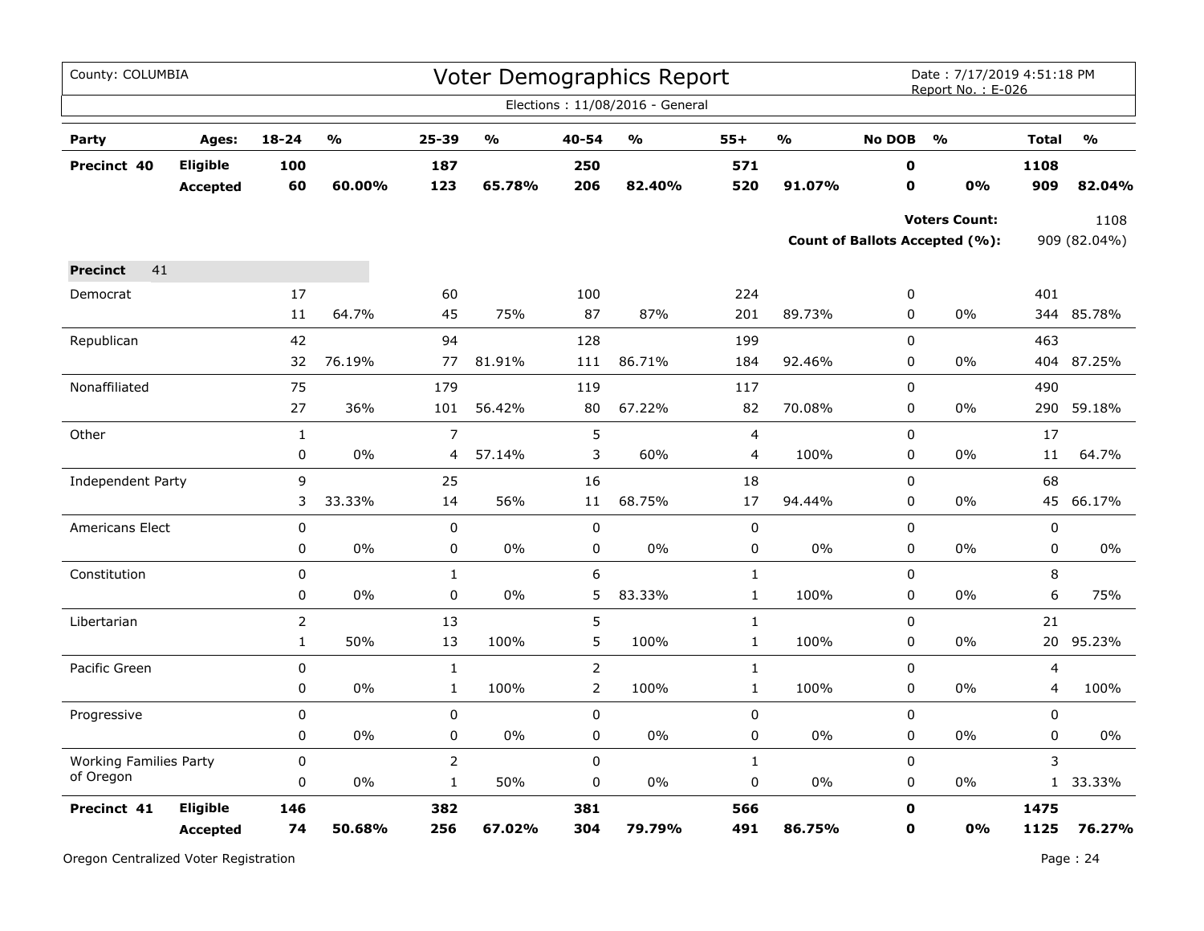County: COLUMBIA

# Voter Demographics Report

Date : 7/17/2019 4:51:18 PM
Report No. : E-026

Elections : 11/08/2016 - General

| Party | Ages: | 18-24 | % | 25-39 | % | 40-54 | % | 55+ | % | No DOB | % | Total | % |
|---|---|---|---|---|---|---|---|---|---|---|---|---|---|
| **Precinct 40** | **Eligible** | **100** | | **187** | | **250** | | **571** | | **0** | | **1108** | |
| | **Accepted** | **60** | **60.00%** | **123** | **65.78%** | **206** | **82.40%** | **520** | **91.07%** | **0** | **0%** | **909** | **82.04%** |

**Voters Count:** 1108

**Count of Ballots Accepted (%):** 909 (82.04%)

| Party | Ages: | 18-24 | % | 25-39 | % | 40-54 | % | 55+ | % | No DOB | % | Total | % |
|---|---|---|---|---|---|---|---|---|---|---|---|---|---|
| **Precinct** 41 | | | | | | | | | | | | | |
| Democrat | | 17 | | 60 | | 100 | | 224 | | 0 | | 401 | |
| | | 11 | 64.7% | 45 | 75% | 87 | 87% | 201 | 89.73% | 0 | 0% | 344 | 85.78% |
| Republican | | 42 | | 94 | | 128 | | 199 | | 0 | | 463 | |
| | | 32 | 76.19% | 77 | 81.91% | 111 | 86.71% | 184 | 92.46% | 0 | 0% | 404 | 87.25% |
| Nonaffiliated | | 75 | | 179 | | 119 | | 117 | | 0 | | 490 | |
| | | 27 | 36% | 101 | 56.42% | 80 | 67.22% | 82 | 70.08% | 0 | 0% | 290 | 59.18% |
| Other | | 1 | | 7 | | 5 | | 4 | | 0 | | 17 | |
| | | 0 | 0% | 4 | 57.14% | 3 | 60% | 4 | 100% | 0 | 0% | 11 | 64.7% |
| Independent Party | | 9 | | 25 | | 16 | | 18 | | 0 | | 68 | |
| | | 3 | 33.33% | 14 | 56% | 11 | 68.75% | 17 | 94.44% | 0 | 0% | 45 | 66.17% |
| Americans Elect | | 0 | | 0 | | 0 | | 0 | | 0 | | 0 | |
| | | 0 | 0% | 0 | 0% | 0 | 0% | 0 | 0% | 0 | 0% | 0 | 0% |
| Constitution | | 0 | | 1 | | 6 | | 1 | | 0 | | 8 | |
| | | 0 | 0% | 0 | 0% | 5 | 83.33% | 1 | 100% | 0 | 0% | 6 | 75% |
| Libertarian | | 2 | | 13 | | 5 | | 1 | | 0 | | 21 | |
| | | 1 | 50% | 13 | 100% | 5 | 100% | 1 | 100% | 0 | 0% | 20 | 95.23% |
| Pacific Green | | 0 | | 1 | | 2 | | 1 | | 0 | | 4 | |
| | | 0 | 0% | 1 | 100% | 2 | 100% | 1 | 100% | 0 | 0% | 4 | 100% |
| Progressive | | 0 | | 0 | | 0 | | 0 | | 0 | | 0 | |
| | | 0 | 0% | 0 | 0% | 0 | 0% | 0 | 0% | 0 | 0% | 0 | 0% |
| Working Families Party of Oregon | | 0 | | 2 | | 0 | | 1 | | 0 | | 3 | |
| | | 0 | 0% | 1 | 50% | 0 | 0% | 0 | 0% | 0 | 0% | 1 | 33.33% |
| **Precinct 41** | **Eligible** | **146** | | **382** | | **381** | | **566** | | **0** | | **1475** | |
| | **Accepted** | **74** | **50.68%** | **256** | **67.02%** | **304** | **79.79%** | **491** | **86.75%** | **0** | **0%** | **1125** | **76.27%** |

Oregon Centralized Voter Registration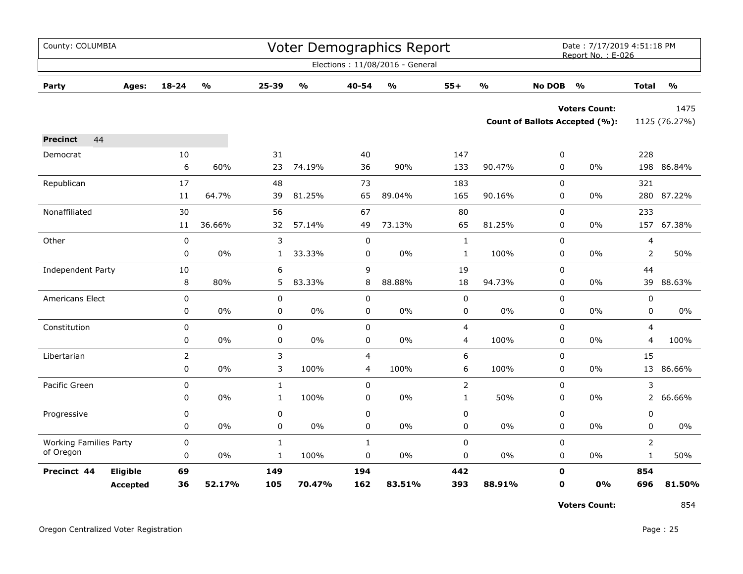County: COLUMBIA

# Voter Demographics Report

Date : 7/17/2019 4:51:18 PM
Report No. : E-026

Elections : 11/08/2016 - General

| Party | Ages: | 18-24 | % | 25-39 | % | 40-54 | % | 55+ | % | No DOB | % | Total | % |
|---|---|---|---|---|---|---|---|---|---|---|---|---|---|
| | | | | | | | | | | | Voters Count: | | 1475 |
| | | | | | | | | | | | Count of Ballots Accepted (%): | | 1125 (76.27%) |
| **Precinct** | 44 | | | | | | | | | | | | |
| Democrat | | 10 | | 31 | | 40 | | 147 | | 0 | | 228 | |
| | | 6 | 60% | 23 | 74.19% | 36 | 90% | 133 | 90.47% | 0 | 0% | 198 | 86.84% |
| Republican | | 17 | | 48 | | 73 | | 183 | | 0 | | 321 | |
| | | 11 | 64.7% | 39 | 81.25% | 65 | 89.04% | 165 | 90.16% | 0 | 0% | 280 | 87.22% |
| Nonaffiliated | | 30 | | 56 | | 67 | | 80 | | 0 | | 233 | |
| | | 11 | 36.66% | 32 | 57.14% | 49 | 73.13% | 65 | 81.25% | 0 | 0% | 157 | 67.38% |
| Other | | 0 | | 3 | | 0 | | 1 | | 0 | | 4 | |
| | | 0 | 0% | 1 | 33.33% | 0 | 0% | 1 | 100% | 0 | 0% | 2 | 50% |
| Independent Party | | 10 | | 6 | | 9 | | 19 | | 0 | | 44 | |
| | | 8 | 80% | 5 | 83.33% | 8 | 88.88% | 18 | 94.73% | 0 | 0% | 39 | 88.63% |
| Americans Elect | | 0 | | 0 | | 0 | | 0 | | 0 | | 0 | |
| | | 0 | 0% | 0 | 0% | 0 | 0% | 0 | 0% | 0 | 0% | 0 | 0% |
| Constitution | | 0 | | 0 | | 0 | | 4 | | 0 | | 4 | |
| | | 0 | 0% | 0 | 0% | 0 | 0% | 4 | 100% | 0 | 0% | 4 | 100% |
| Libertarian | | 2 | | 3 | | 4 | | 6 | | 0 | | 15 | |
| | | 0 | 0% | 3 | 100% | 4 | 100% | 6 | 100% | 0 | 0% | 13 | 86.66% |
| Pacific Green | | 0 | | 1 | | 0 | | 2 | | 0 | | 3 | |
| | | 0 | 0% | 1 | 100% | 0 | 0% | 1 | 50% | 0 | 0% | 2 | 66.66% |
| Progressive | | 0 | | 0 | | 0 | | 0 | | 0 | | 0 | |
| | | 0 | 0% | 0 | 0% | 0 | 0% | 0 | 0% | 0 | 0% | 0 | 0% |
| Working Families Party of Oregon | | 0 | | 1 | | 1 | | 0 | | 0 | | 2 | |
| | | 0 | 0% | 1 | 100% | 0 | 0% | 0 | 0% | 0 | 0% | 1 | 50% |
| **Precinct 44** | **Eligible** | **69** | | **149** | | **194** | | **442** | | **0** | | **854** | |
| | **Accepted** | **36** | **52.17%** | **105** | **70.47%** | **162** | **83.51%** | **393** | **88.91%** | **0** | **0%** | **696** | **81.50%** |
| | | | | | | | | | | | Voters Count: | | 854 |

Oregon Centralized Voter Registration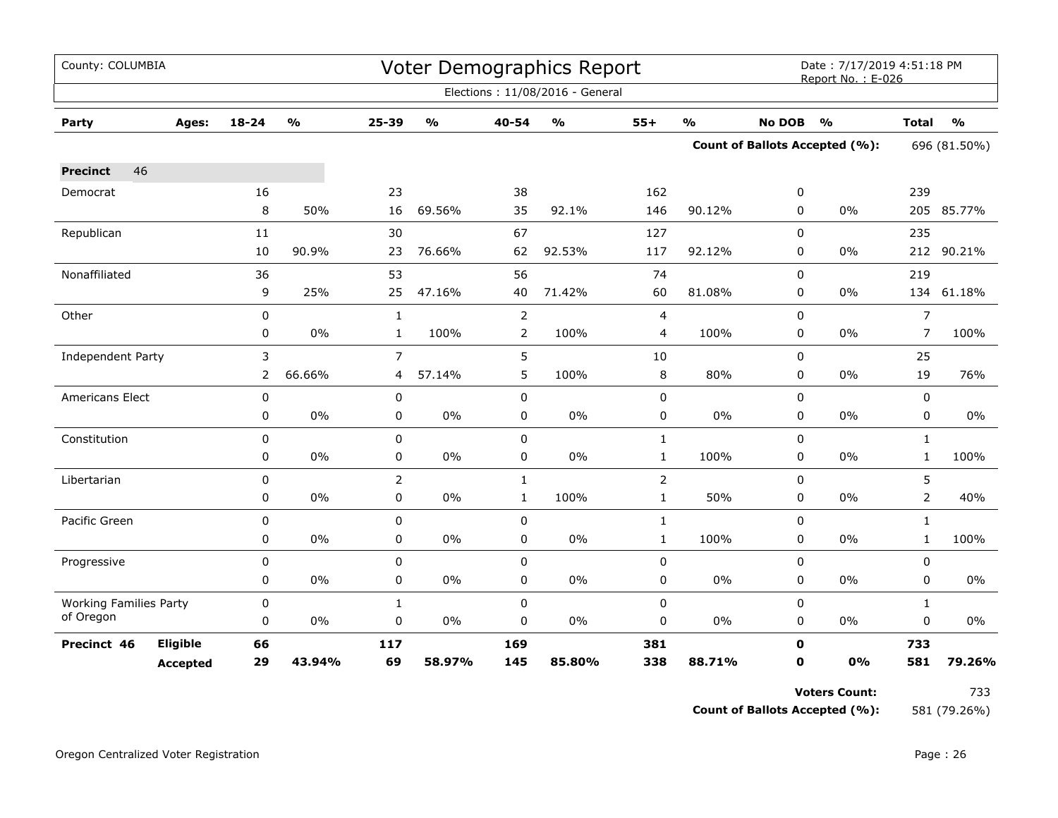County: COLUMBIA

# Voter Demographics Report

Date : 7/17/2019 4:51:18 PM
Report No. : E-026

Elections : 11/08/2016 - General

| Party | Ages: | 18-24 | % | 25-39 | % | 40-54 | % | 55+ | % | No DOB | % | Total | % |
|---|---|---|---|---|---|---|---|---|---|---|---|---|---|
| | | | | | | | | | | **Count of Ballots Accepted (%):** | | 696 (81.50%) | |
| **Precinct** 46 | | | | | | | | | | | | | |
| Democrat | | 16 | | 23 | | 38 | | 162 | | 0 | | 239 | |
| | | 8 | 50% | 16 | 69.56% | 35 | 92.1% | 146 | 90.12% | 0 | 0% | 205 | 85.77% |
| Republican | | 11 | | 30 | | 67 | | 127 | | 0 | | 235 | |
| | | 10 | 90.9% | 23 | 76.66% | 62 | 92.53% | 117 | 92.12% | 0 | 0% | 212 | 90.21% |
| Nonaffiliated | | 36 | | 53 | | 56 | | 74 | | 0 | | 219 | |
| | | 9 | 25% | 25 | 47.16% | 40 | 71.42% | 60 | 81.08% | 0 | 0% | 134 | 61.18% |
| Other | | 0 | | 1 | | 2 | | 4 | | 0 | | 7 | |
| | | 0 | 0% | 1 | 100% | 2 | 100% | 4 | 100% | 0 | 0% | 7 | 100% |
| Independent Party | | 3 | | 7 | | 5 | | 10 | | 0 | | 25 | |
| | | 2 | 66.66% | 4 | 57.14% | 5 | 100% | 8 | 80% | 0 | 0% | 19 | 76% |
| Americans Elect | | 0 | | 0 | | 0 | | 0 | | 0 | | 0 | |
| | | 0 | 0% | 0 | 0% | 0 | 0% | 0 | 0% | 0 | 0% | 0 | 0% |
| Constitution | | 0 | | 0 | | 0 | | 1 | | 0 | | 1 | |
| | | 0 | 0% | 0 | 0% | 0 | 0% | 1 | 100% | 0 | 0% | 1 | 100% |
| Libertarian | | 0 | | 2 | | 1 | | 2 | | 0 | | 5 | |
| | | 0 | 0% | 0 | 0% | 1 | 100% | 1 | 50% | 0 | 0% | 2 | 40% |
| Pacific Green | | 0 | | 0 | | 0 | | 1 | | 0 | | 1 | |
| | | 0 | 0% | 0 | 0% | 0 | 0% | 1 | 100% | 0 | 0% | 1 | 100% |
| Progressive | | 0 | | 0 | | 0 | | 0 | | 0 | | 0 | |
| | | 0 | 0% | 0 | 0% | 0 | 0% | 0 | 0% | 0 | 0% | 0 | 0% |
| Working Families Party of Oregon | | 0 | | 1 | | 0 | | 0 | | 0 | | 1 | |
| | | 0 | 0% | 0 | 0% | 0 | 0% | 0 | 0% | 0 | 0% | 0 | 0% |
| **Precinct 46** | **Eligible** | **66** | | **117** | | **169** | | **381** | | **0** | | **733** | |
| | **Accepted** | **29** | **43.94%** | **69** | **58.97%** | **145** | **85.80%** | **338** | **88.71%** | **0** | **0%** | **581** | **79.26%** |

**Voters Count:** 733

**Count of Ballots Accepted (%):** 581 (79.26%)

Oregon Centralized Voter Registration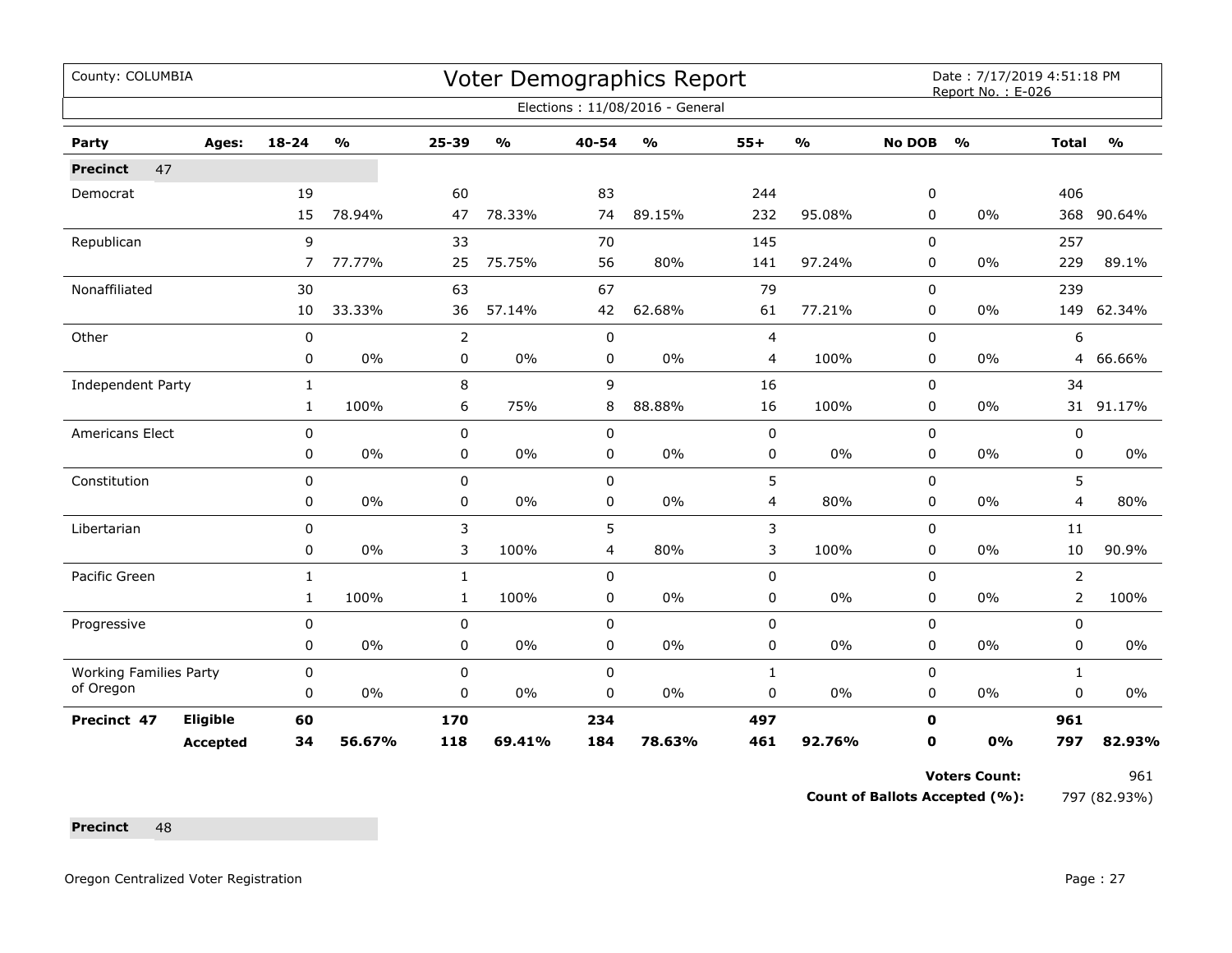County: COLUMBIA

# Voter Demographics Report

Date : 7/17/2019 4:51:18 PM
Report No. : E-026

Elections : 11/08/2016 - General

| Party | Ages: | 18-24 | % | 25-39 | % | 40-54 | % | 55+ | % | No DOB | % | Total | % |
|---|---|---|---|---|---|---|---|---|---|---|---|---|---|
| **Precinct** 47 | | | | | | | | | | | | | |
| Democrat | | 19 | | 60 | | 83 | | 244 | | 0 | | 406 | |
| | | 15 | 78.94% | 47 | 78.33% | 74 | 89.15% | 232 | 95.08% | 0 | 0% | 368 | 90.64% |
| Republican | | 9 | | 33 | | 70 | | 145 | | 0 | | 257 | |
| | | 7 | 77.77% | 25 | 75.75% | 56 | 80% | 141 | 97.24% | 0 | 0% | 229 | 89.1% |
| Nonaffiliated | | 30 | | 63 | | 67 | | 79 | | 0 | | 239 | |
| | | 10 | 33.33% | 36 | 57.14% | 42 | 62.68% | 61 | 77.21% | 0 | 0% | 149 | 62.34% |
| Other | | 0 | | 2 | | 0 | | 4 | | 0 | | 6 | |
| | | 0 | 0% | 0 | 0% | 0 | 0% | 4 | 100% | 0 | 0% | 4 | 66.66% |
| Independent Party | | 1 | | 8 | | 9 | | 16 | | 0 | | 34 | |
| | | 1 | 100% | 6 | 75% | 8 | 88.88% | 16 | 100% | 0 | 0% | 31 | 91.17% |
| Americans Elect | | 0 | | 0 | | 0 | | 0 | | 0 | | 0 | |
| | | 0 | 0% | 0 | 0% | 0 | 0% | 0 | 0% | 0 | 0% | 0 | 0% |
| Constitution | | 0 | | 0 | | 0 | | 5 | | 0 | | 5 | |
| | | 0 | 0% | 0 | 0% | 0 | 0% | 4 | 80% | 0 | 0% | 4 | 80% |
| Libertarian | | 0 | | 3 | | 5 | | 3 | | 0 | | 11 | |
| | | 0 | 0% | 3 | 100% | 4 | 80% | 3 | 100% | 0 | 0% | 10 | 90.9% |
| Pacific Green | | 1 | | 1 | | 0 | | 0 | | 0 | | 2 | |
| | | 1 | 100% | 1 | 100% | 0 | 0% | 0 | 0% | 0 | 0% | 2 | 100% |
| Progressive | | 0 | | 0 | | 0 | | 0 | | 0 | | 0 | |
| | | 0 | 0% | 0 | 0% | 0 | 0% | 0 | 0% | 0 | 0% | 0 | 0% |
| Working Families Party of Oregon | | 0 | | 0 | | 0 | | 1 | | 0 | | 1 | |
| | | 0 | 0% | 0 | 0% | 0 | 0% | 0 | 0% | 0 | 0% | 0 | 0% |
| **Precinct 47** | **Eligible** | **60** | | **170** | | **234** | | **497** | | **0** | | **961** | |
| | **Accepted** | **34** | **56.67%** | **118** | **69.41%** | **184** | **78.63%** | **461** | **92.76%** | **0** | **0%** | **797** | **82.93%** |

**Voters Count:** 961

**Count of Ballots Accepted (%):** 797 (82.93%)

**Precinct** 48

Oregon Centralized Voter Registration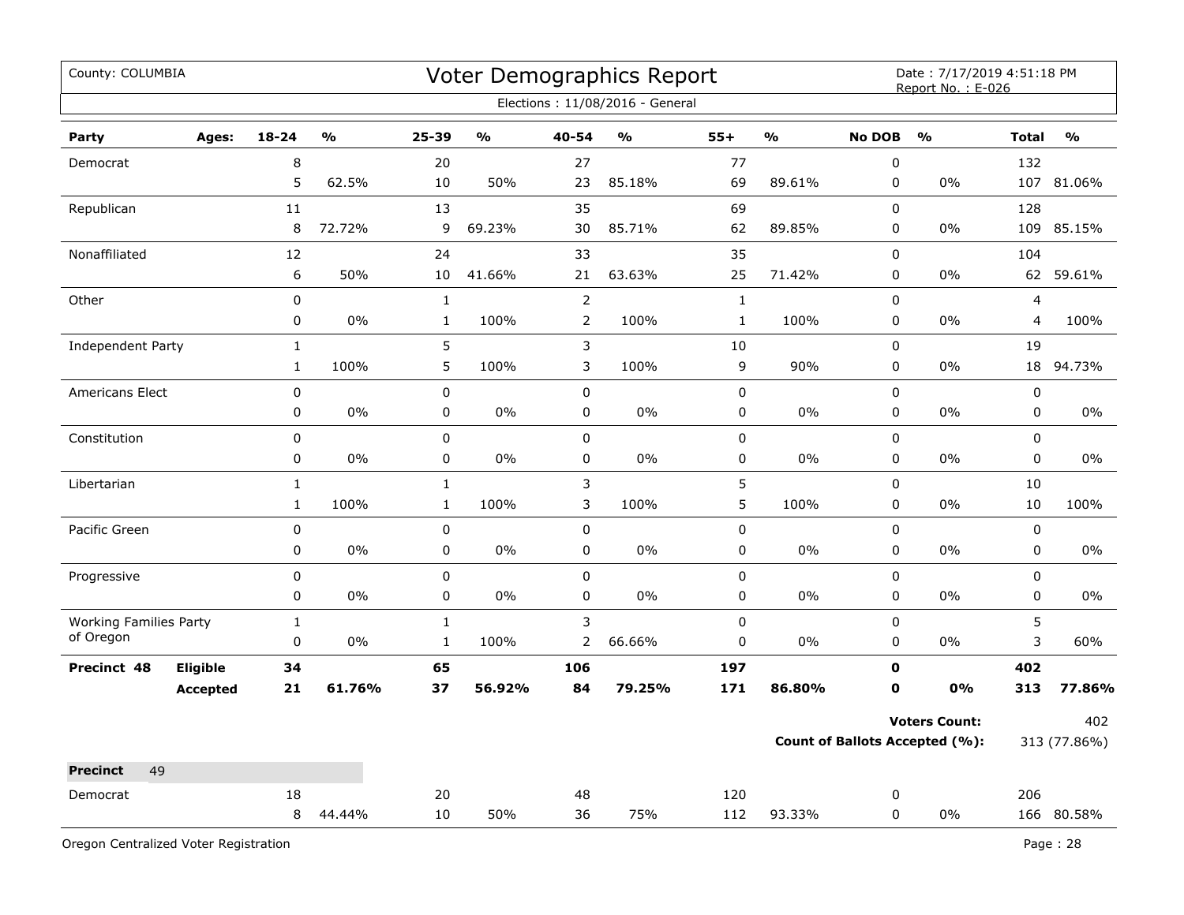County: COLUMBIA

# Voter Demographics Report

Date : 7/17/2019 4:51:18 PM
Report No. : E-026

Elections : 11/08/2016 - General

| Party | Ages: | 18-24 | % | 25-39 | % | 40-54 | % | 55+ | % | No DOB | % | Total | % |
|---|---|---|---|---|---|---|---|---|---|---|---|---|---|
| Democrat | | 8 | | 20 | | 27 | | 77 | | 0 | | 132 | |
| | | 5 | 62.5% | 10 | 50% | 23 | 85.18% | 69 | 89.61% | 0 | 0% | 107 | 81.06% |
| Republican | | 11 | | 13 | | 35 | | 69 | | 0 | | 128 | |
| | | 8 | 72.72% | 9 | 69.23% | 30 | 85.71% | 62 | 89.85% | 0 | 0% | 109 | 85.15% |
| Nonaffiliated | | 12 | | 24 | | 33 | | 35 | | 0 | | 104 | |
| | | 6 | 50% | 10 | 41.66% | 21 | 63.63% | 25 | 71.42% | 0 | 0% | 62 | 59.61% |
| Other | | 0 | | 1 | | 2 | | 1 | | 0 | | 4 | |
| | | 0 | 0% | 1 | 100% | 2 | 100% | 1 | 100% | 0 | 0% | 4 | 100% |
| Independent Party | | 1 | | 5 | | 3 | | 10 | | 0 | | 19 | |
| | | 1 | 100% | 5 | 100% | 3 | 100% | 9 | 90% | 0 | 0% | 18 | 94.73% |
| Americans Elect | | 0 | | 0 | | 0 | | 0 | | 0 | | 0 | |
| | | 0 | 0% | 0 | 0% | 0 | 0% | 0 | 0% | 0 | 0% | 0 | 0% |
| Constitution | | 0 | | 0 | | 0 | | 0 | | 0 | | 0 | |
| | | 0 | 0% | 0 | 0% | 0 | 0% | 0 | 0% | 0 | 0% | 0 | 0% |
| Libertarian | | 1 | | 1 | | 3 | | 5 | | 0 | | 10 | |
| | | 1 | 100% | 1 | 100% | 3 | 100% | 5 | 100% | 0 | 0% | 10 | 100% |
| Pacific Green | | 0 | | 0 | | 0 | | 0 | | 0 | | 0 | |
| | | 0 | 0% | 0 | 0% | 0 | 0% | 0 | 0% | 0 | 0% | 0 | 0% |
| Progressive | | 0 | | 0 | | 0 | | 0 | | 0 | | 0 | |
| | | 0 | 0% | 0 | 0% | 0 | 0% | 0 | 0% | 0 | 0% | 0 | 0% |
| Working Families Party of Oregon | | 1 | | 1 | | 3 | | 0 | | 0 | | 5 | |
| | | 0 | 0% | 1 | 100% | 2 | 66.66% | 0 | 0% | 0 | 0% | 3 | 60% |
| **Precinct 48** | **Eligible** | **34** | | **65** | | **106** | | **197** | | **0** | | **402** | |
| | **Accepted** | **21** | **61.76%** | **37** | **56.92%** | **84** | **79.25%** | **171** | **86.80%** | **0** | **0%** | **313** | **77.86%** |

**Voters Count:** 402

**Count of Ballots Accepted (%):** 313 (77.86%)

**Precinct** 49

| Party | Ages: | 18-24 | % | 25-39 | % | 40-54 | % | 55+ | % | No DOB | % | Total | % |
|---|---|---|---|---|---|---|---|---|---|---|---|---|---|
| Democrat | | 18 | | 20 | | 48 | | 120 | | 0 | | 206 | |
| | | 8 | 44.44% | 10 | 50% | 36 | 75% | 112 | 93.33% | 0 | 0% | 166 | 80.58% |

Oregon Centralized Voter Registration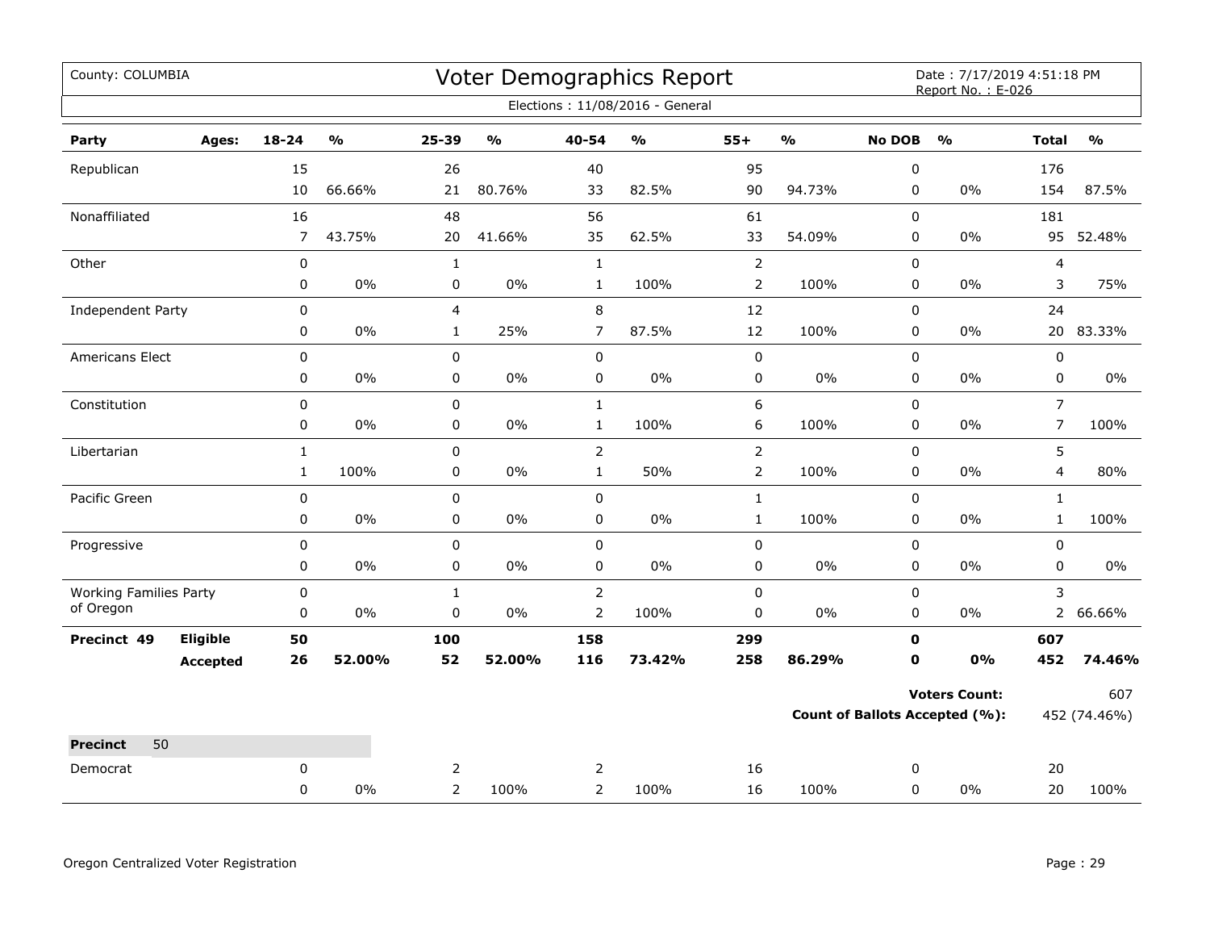County: COLUMBIA

# Voter Demographics Report

Date : 7/17/2019 4:51:18 PM
Report No. : E-026

Elections : 11/08/2016 - General

| Party | Ages: | 18-24 | % | 25-39 | % | 40-54 | % | 55+ | % | No DOB | % | Total | % |
|---|---|---|---|---|---|---|---|---|---|---|---|---|---|
| Republican | | 15 | | 26 | | 40 | | 95 | | 0 | | 176 | |
| | | 10 | 66.66% | 21 | 80.76% | 33 | 82.5% | 90 | 94.73% | 0 | 0% | 154 | 87.5% |
| Nonaffiliated | | 16 | | 48 | | 56 | | 61 | | 0 | | 181 | |
| | | 7 | 43.75% | 20 | 41.66% | 35 | 62.5% | 33 | 54.09% | 0 | 0% | 95 | 52.48% |
| Other | | 0 | | 1 | | 1 | | 2 | | 0 | | 4 | |
| | | 0 | 0% | 0 | 0% | 1 | 100% | 2 | 100% | 0 | 0% | 3 | 75% |
| Independent Party | | 0 | | 4 | | 8 | | 12 | | 0 | | 24 | |
| | | 0 | 0% | 1 | 25% | 7 | 87.5% | 12 | 100% | 0 | 0% | 20 | 83.33% |
| Americans Elect | | 0 | | 0 | | 0 | | 0 | | 0 | | 0 | |
| | | 0 | 0% | 0 | 0% | 0 | 0% | 0 | 0% | 0 | 0% | 0 | 0% |
| Constitution | | 0 | | 0 | | 1 | | 6 | | 0 | | 7 | |
| | | 0 | 0% | 0 | 0% | 1 | 100% | 6 | 100% | 0 | 0% | 7 | 100% |
| Libertarian | | 1 | | 0 | | 2 | | 2 | | 0 | | 5 | |
| | | 1 | 100% | 0 | 0% | 1 | 50% | 2 | 100% | 0 | 0% | 4 | 80% |
| Pacific Green | | 0 | | 0 | | 0 | | 1 | | 0 | | 1 | |
| | | 0 | 0% | 0 | 0% | 0 | 0% | 1 | 100% | 0 | 0% | 1 | 100% |
| Progressive | | 0 | | 0 | | 0 | | 0 | | 0 | | 0 | |
| | | 0 | 0% | 0 | 0% | 0 | 0% | 0 | 0% | 0 | 0% | 0 | 0% |
| Working Families Party of Oregon | | 0 | | 1 | | 2 | | 0 | | 0 | | 3 | |
| | | 0 | 0% | 0 | 0% | 2 | 100% | 0 | 0% | 0 | 0% | 2 | 66.66% |
| **Precinct 49** | **Eligible** | **50** | | **100** | | **158** | | **299** | | **0** | | **607** | |
| | **Accepted** | **26** | **52.00%** | **52** | **52.00%** | **116** | **73.42%** | **258** | **86.29%** | **0** | **0%** | **452** | **74.46%** |

**Voters Count:** 607

**Count of Ballots Accepted (%):** 452 (74.46%)

| **Precinct** 50 | | | | | | | | | | | | | |
|---|---|---|---|---|---|---|---|---|---|---|---|---|---|
| Democrat | | 0 | | 2 | | 2 | | 16 | | 0 | | 20 | |
| | | 0 | 0% | 2 | 100% | 2 | 100% | 16 | 100% | 0 | 0% | 20 | 100% |

Oregon Centralized Voter Registration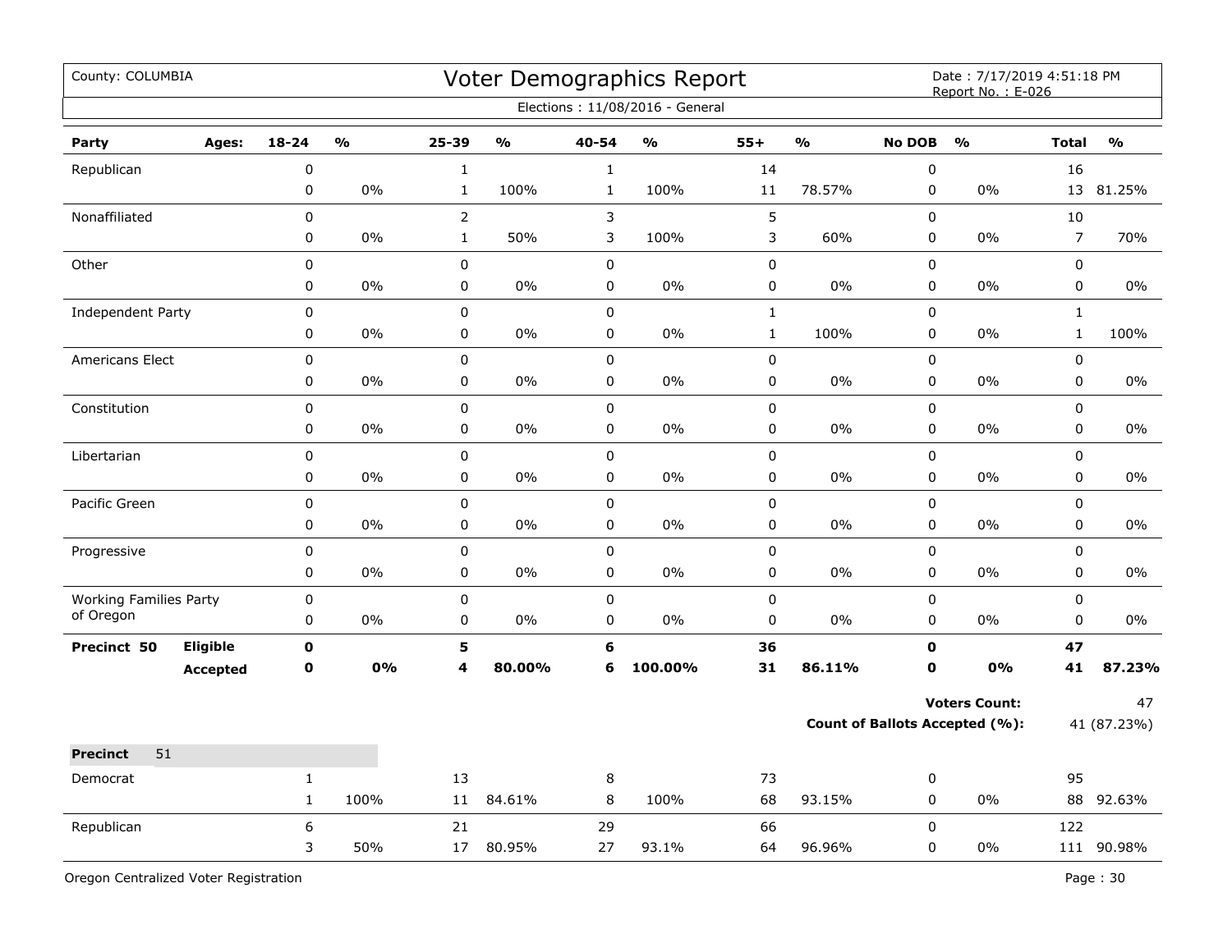County: COLUMBIA

# Voter Demographics Report

Date : 7/17/2019 4:51:18 PM
Report No. : E-026

Elections : 11/08/2016 - General

| Party | Ages: | 18-24 | % | 25-39 | % | 40-54 | % | 55+ | % | No DOB | % | Total | % |
|---|---|---|---|---|---|---|---|---|---|---|---|---|---|
| Republican | | 0 | | 1 | | 1 | | 14 | | 0 | | 16 | |
| | | 0 | 0% | 1 | 100% | 1 | 100% | 11 | 78.57% | 0 | 0% | 13 | 81.25% |
| Nonaffiliated | | 0 | | 2 | | 3 | | 5 | | 0 | | 10 | |
| | | 0 | 0% | 1 | 50% | 3 | 100% | 3 | 60% | 0 | 0% | 7 | 70% |
| Other | | 0 | | 0 | | 0 | | 0 | | 0 | | 0 | |
| | | 0 | 0% | 0 | 0% | 0 | 0% | 0 | 0% | 0 | 0% | 0 | 0% |
| Independent Party | | 0 | | 0 | | 0 | | 1 | | 0 | | 1 | |
| | | 0 | 0% | 0 | 0% | 0 | 0% | 1 | 100% | 0 | 0% | 1 | 100% |
| Americans Elect | | 0 | | 0 | | 0 | | 0 | | 0 | | 0 | |
| | | 0 | 0% | 0 | 0% | 0 | 0% | 0 | 0% | 0 | 0% | 0 | 0% |
| Constitution | | 0 | | 0 | | 0 | | 0 | | 0 | | 0 | |
| | | 0 | 0% | 0 | 0% | 0 | 0% | 0 | 0% | 0 | 0% | 0 | 0% |
| Libertarian | | 0 | | 0 | | 0 | | 0 | | 0 | | 0 | |
| | | 0 | 0% | 0 | 0% | 0 | 0% | 0 | 0% | 0 | 0% | 0 | 0% |
| Pacific Green | | 0 | | 0 | | 0 | | 0 | | 0 | | 0 | |
| | | 0 | 0% | 0 | 0% | 0 | 0% | 0 | 0% | 0 | 0% | 0 | 0% |
| Progressive | | 0 | | 0 | | 0 | | 0 | | 0 | | 0 | |
| | | 0 | 0% | 0 | 0% | 0 | 0% | 0 | 0% | 0 | 0% | 0 | 0% |
| Working Families Party of Oregon | | 0 | | 0 | | 0 | | 0 | | 0 | | 0 | |
| | | 0 | 0% | 0 | 0% | 0 | 0% | 0 | 0% | 0 | 0% | 0 | 0% |
| **Precinct 50** | **Eligible** | **0** | | **5** | | **6** | | **36** | | **0** | | **47** | |
| | **Accepted** | **0** | **0%** | **4** | **80.00%** | **6** | **100.00%** | **31** | **86.11%** | **0** | **0%** | **41** | **87.23%** |

**Voters Count:** 47

**Count of Ballots Accepted (%):** 41 (87.23%)

**Precinct** 51

| Party | Ages: | 18-24 | % | 25-39 | % | 40-54 | % | 55+ | % | No DOB | % | Total | % |
|---|---|---|---|---|---|---|---|---|---|---|---|---|---|
| Democrat | | 1 | | 13 | | 8 | | 73 | | 0 | | 95 | |
| | | 1 | 100% | 11 | 84.61% | 8 | 100% | 68 | 93.15% | 0 | 0% | 88 | 92.63% |
| Republican | | 6 | | 21 | | 29 | | 66 | | 0 | | 122 | |
| | | 3 | 50% | 17 | 80.95% | 27 | 93.1% | 64 | 96.96% | 0 | 0% | 111 | 90.98% |

Oregon Centralized Voter Registration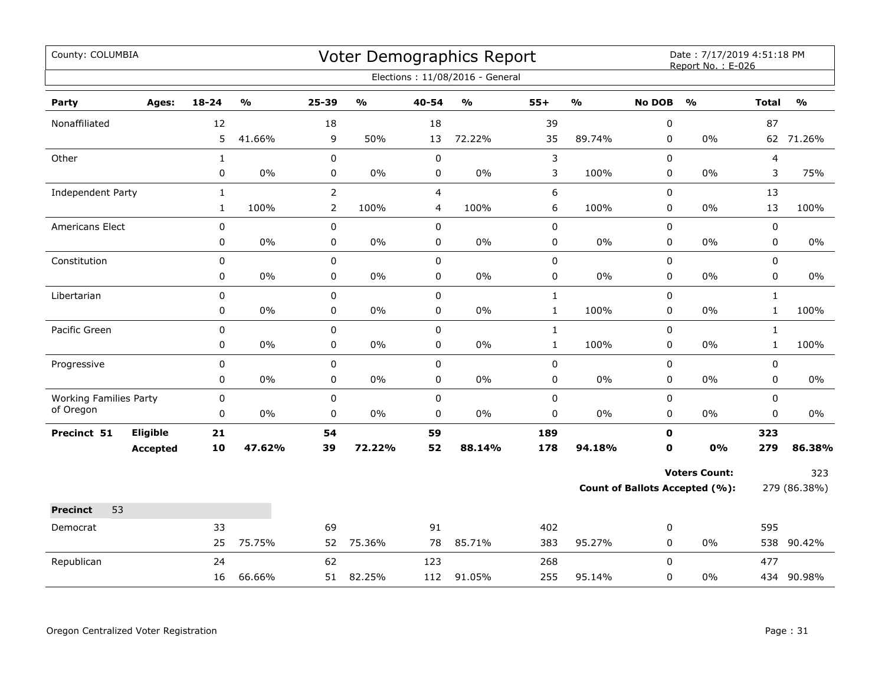County: COLUMBIA

# Voter Demographics Report

Date : 7/17/2019 4:51:18 PM
Report No. : E-026

Elections : 11/08/2016 - General

| Party | Ages: | 18-24 | % | 25-39 | % | 40-54 | % | 55+ | % | No DOB | % | Total | % |
|---|---|---|---|---|---|---|---|---|---|---|---|---|---|
| Nonaffiliated | | 12 | | 18 | | 18 | | 39 | | 0 | | 87 | |
| | | 5 | 41.66% | 9 | 50% | 13 | 72.22% | 35 | 89.74% | 0 | 0% | 62 | 71.26% |
| Other | | 1 | | 0 | | 0 | | 3 | | 0 | | 4 | |
| | | 0 | 0% | 0 | 0% | 0 | 0% | 3 | 100% | 0 | 0% | 3 | 75% |
| Independent Party | | 1 | | 2 | | 4 | | 6 | | 0 | | 13 | |
| | | 1 | 100% | 2 | 100% | 4 | 100% | 6 | 100% | 0 | 0% | 13 | 100% |
| Americans Elect | | 0 | | 0 | | 0 | | 0 | | 0 | | 0 | |
| | | 0 | 0% | 0 | 0% | 0 | 0% | 0 | 0% | 0 | 0% | 0 | 0% |
| Constitution | | 0 | | 0 | | 0 | | 0 | | 0 | | 0 | |
| | | 0 | 0% | 0 | 0% | 0 | 0% | 0 | 0% | 0 | 0% | 0 | 0% |
| Libertarian | | 0 | | 0 | | 0 | | 1 | | 0 | | 1 | |
| | | 0 | 0% | 0 | 0% | 0 | 0% | 1 | 100% | 0 | 0% | 1 | 100% |
| Pacific Green | | 0 | | 0 | | 0 | | 1 | | 0 | | 1 | |
| | | 0 | 0% | 0 | 0% | 0 | 0% | 1 | 100% | 0 | 0% | 1 | 100% |
| Progressive | | 0 | | 0 | | 0 | | 0 | | 0 | | 0 | |
| | | 0 | 0% | 0 | 0% | 0 | 0% | 0 | 0% | 0 | 0% | 0 | 0% |
| Working Families Party of Oregon | | 0 | | 0 | | 0 | | 0 | | 0 | | 0 | |
| | | 0 | 0% | 0 | 0% | 0 | 0% | 0 | 0% | 0 | 0% | 0 | 0% |
| **Precinct 51** | **Eligible** | **21** | | **54** | | **59** | | **189** | | **0** | | **323** | |
| | **Accepted** | **10** | **47.62%** | **39** | **72.22%** | **52** | **88.14%** | **178** | **94.18%** | **0** | **0%** | **279** | **86.38%** |

**Voters Count:** 323

**Count of Ballots Accepted (%):** 279 (86.38%)

**Precinct** 53

| Party | Ages: | 18-24 | % | 25-39 | % | 40-54 | % | 55+ | % | No DOB | % | Total | % |
|---|---|---|---|---|---|---|---|---|---|---|---|---|---|
| Democrat | | 33 | | 69 | | 91 | | 402 | | 0 | | 595 | |
| | | 25 | 75.75% | 52 | 75.36% | 78 | 85.71% | 383 | 95.27% | 0 | 0% | 538 | 90.42% |
| Republican | | 24 | | 62 | | 123 | | 268 | | 0 | | 477 | |
| | | 16 | 66.66% | 51 | 82.25% | 112 | 91.05% | 255 | 95.14% | 0 | 0% | 434 | 90.98% |

Oregon Centralized Voter Registration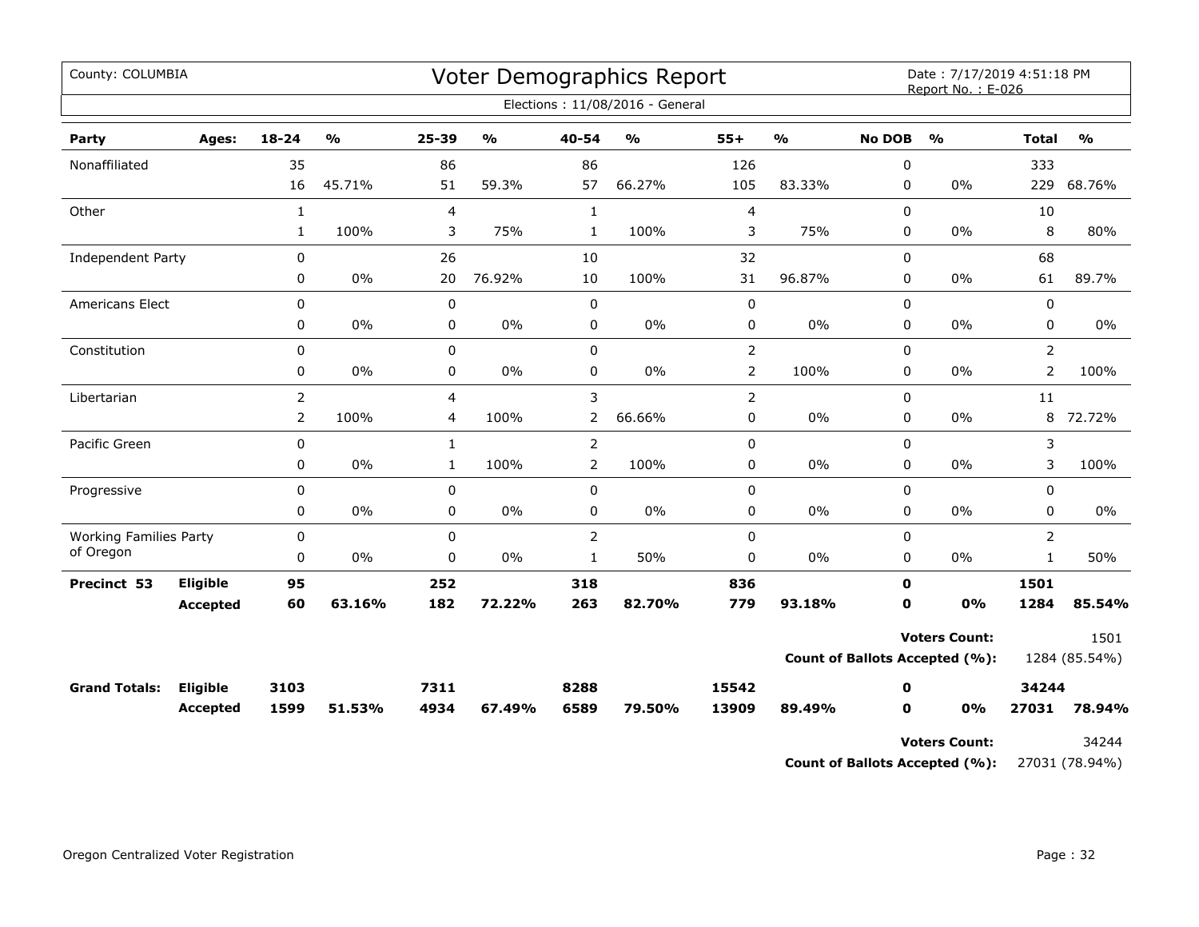County: COLUMBIA

# Voter Demographics Report

Date : 7/17/2019 4:51:18 PM
Report No. : E-026

Elections : 11/08/2016 - General

| Party | Ages: | 18-24 | % | 25-39 | % | 40-54 | % | 55+ | % | No DOB | % | Total | % |
|---|---|---|---|---|---|---|---|---|---|---|---|---|---|
| Nonaffiliated | | 35 | | 86 | | 86 | | 126 | | 0 | | 333 | |
| | | 16 | 45.71% | 51 | 59.3% | 57 | 66.27% | 105 | 83.33% | 0 | 0% | 229 | 68.76% |
| Other | | 1 | | 4 | | 1 | | 4 | | 0 | | 10 | |
| | | 1 | 100% | 3 | 75% | 1 | 100% | 3 | 75% | 0 | 0% | 8 | 80% |
| Independent Party | | 0 | | 26 | | 10 | | 32 | | 0 | | 68 | |
| | | 0 | 0% | 20 | 76.92% | 10 | 100% | 31 | 96.87% | 0 | 0% | 61 | 89.7% |
| Americans Elect | | 0 | | 0 | | 0 | | 0 | | 0 | | 0 | |
| | | 0 | 0% | 0 | 0% | 0 | 0% | 0 | 0% | 0 | 0% | 0 | 0% |
| Constitution | | 0 | | 0 | | 0 | | 2 | | 0 | | 2 | |
| | | 0 | 0% | 0 | 0% | 0 | 0% | 2 | 100% | 0 | 0% | 2 | 100% |
| Libertarian | | 2 | | 4 | | 3 | | 2 | | 0 | | 11 | |
| | | 2 | 100% | 4 | 100% | 2 | 66.66% | 0 | 0% | 0 | 0% | 8 | 72.72% |
| Pacific Green | | 0 | | 1 | | 2 | | 0 | | 0 | | 3 | |
| | | 0 | 0% | 1 | 100% | 2 | 100% | 0 | 0% | 0 | 0% | 3 | 100% |
| Progressive | | 0 | | 0 | | 0 | | 0 | | 0 | | 0 | |
| | | 0 | 0% | 0 | 0% | 0 | 0% | 0 | 0% | 0 | 0% | 0 | 0% |
| Working Families Party of Oregon | | 0 | | 0 | | 2 | | 0 | | 0 | | 2 | |
| | | 0 | 0% | 0 | 0% | 1 | 50% | 0 | 0% | 0 | 0% | 1 | 50% |
| **Precinct 53** | **Eligible** | **95** | | **252** | | **318** | | **836** | | **0** | | **1501** | |
| | **Accepted** | **60** | **63.16%** | **182** | **72.22%** | **263** | **82.70%** | **779** | **93.18%** | **0** | **0%** | **1284** | **85.54%** |

**Voters Count:** 1501

**Count of Ballots Accepted (%):** 1284 (85.54%)

| | | 18-24 | % | 25-39 | % | 40-54 | % | 55+ | % | No DOB | % | Total | % |
|---|---|---|---|---|---|---|---|---|---|---|---|---|---|
| **Grand Totals:** | **Eligible** | **3103** | | **7311** | | **8288** | | **15542** | | **0** | | **34244** | |
| | **Accepted** | **1599** | **51.53%** | **4934** | **67.49%** | **6589** | **79.50%** | **13909** | **89.49%** | **0** | **0%** | **27031** | **78.94%** |

**Voters Count:** 34244

**Count of Ballots Accepted (%):** 27031 (78.94%)

Oregon Centralized Voter Registration